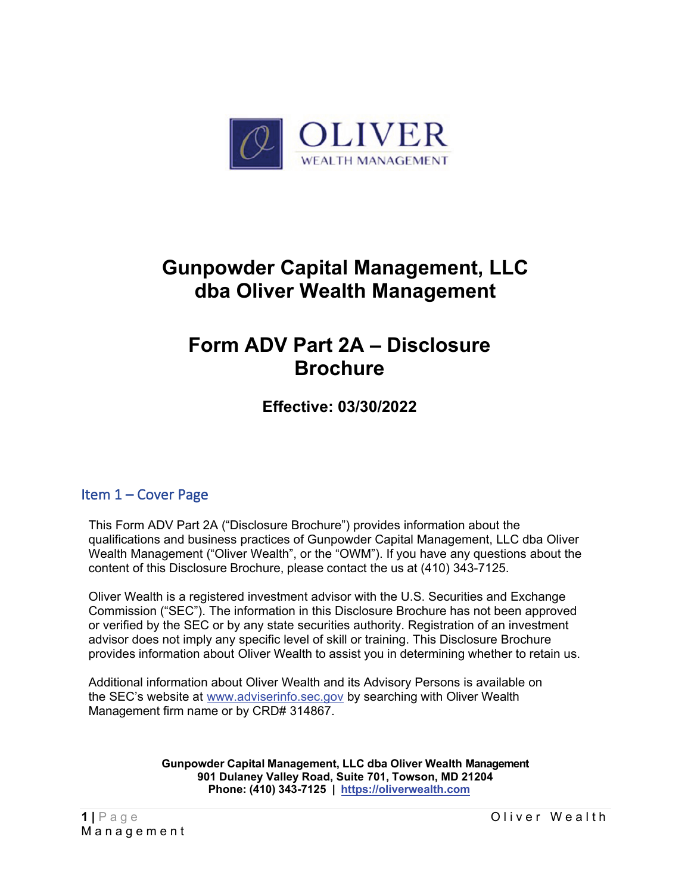# Gunpowder Capital Management, LLC dba Oliver Wealth Management

# Form ADV Part 2A – Disclosure Brochure

### Effective: 03/30/2022

## Item 1 – Cover Page

This Form ADV Part 2A ("Disclosure Brochure") provides information about the qualifications and business practices of Gunpowder Capital Management, LLC dba Oliver Wealth Management ("Oliver Wealth", or the "OWM"). If you have any questions about the content of this Disclosure Brochure, please contact the us at (410) 343-7125.

Oliver Wealth is a registered investment advisor with the U.S. Securities and Exchange Commission ("SEC"). The information in this Disclosure Brochure has not been approved or verified by the SEC or by any state securities authority. Registration of an investment advisor does not imply any specific level of skill or training. This Disclosure Brochure provides information about Oliver Wealth to assist you in determining whether to retain us.

Additional information about Oliver Wealth and its Advisory Persons is available on the SEC's website at www.adviserinfo.sec.gov by searching with Oliver Wealth Management firm name or by CRD# 314867.

**Gunpowder Capital Management, LLC dba Oliver Wealth Management**
**901 Dulaney Valley Road, Suite 701, Towson, MD 21204**
**Phone: (410) 343-7125 | https://oliverwealth.com**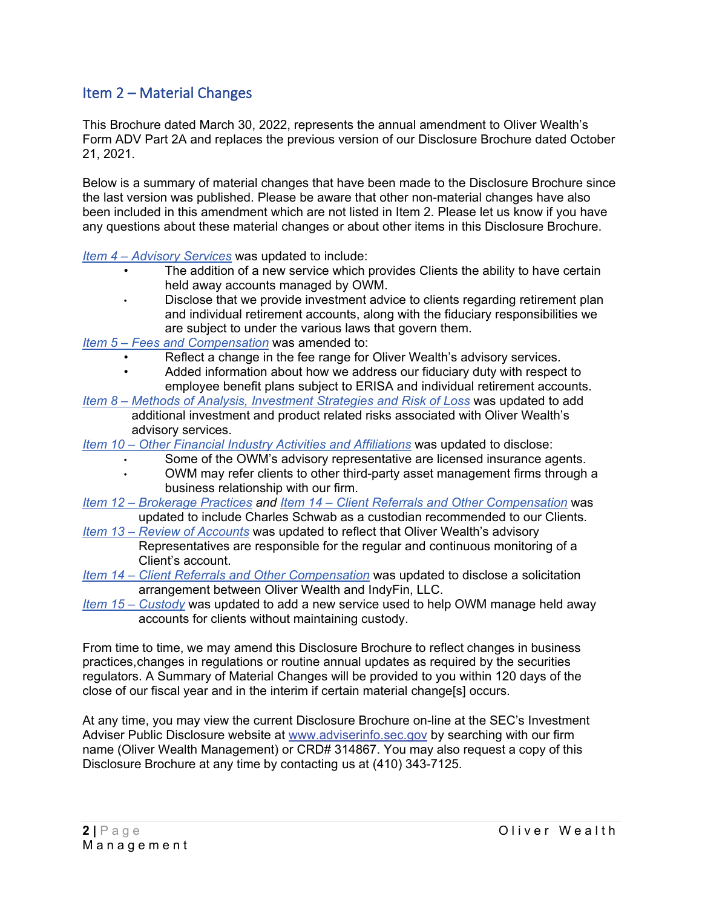## Item 2 – Material Changes

This Brochure dated March 30, 2022, represents the annual amendment to Oliver Wealth's Form ADV Part 2A and replaces the previous version of our Disclosure Brochure dated October 21, 2021.

Below is a summary of material changes that have been made to the Disclosure Brochure since the last version was published. Please be aware that other non-material changes have also been included in this amendment which are not listed in Item 2. Please let us know if you have any questions about these material changes or about other items in this Disclosure Brochure.

*Item 4 – Advisory Services* was updated to include:

- The addition of a new service which provides Clients the ability to have certain held away accounts managed by OWM.
- Disclose that we provide investment advice to clients regarding retirement plan and individual retirement accounts, along with the fiduciary responsibilities we are subject to under the various laws that govern them.

*Item 5 – Fees and Compensation* was amended to:

- Reflect a change in the fee range for Oliver Wealth's advisory services.
- Added information about how we address our fiduciary duty with respect to employee benefit plans subject to ERISA and individual retirement accounts.

*Item 8 – Methods of Analysis, Investment Strategies and Risk of Loss* was updated to add additional investment and product related risks associated with Oliver Wealth's advisory services.

*Item 10 – Other Financial Industry Activities and Affiliations* was updated to disclose:

- Some of the OWM's advisory representative are licensed insurance agents.
- OWM may refer clients to other third-party asset management firms through a business relationship with our firm.

*Item 12 – Brokerage Practices and Item 14 – Client Referrals and Other Compensation* was updated to include Charles Schwab as a custodian recommended to our Clients.

*Item 13 – Review of Accounts* was updated to reflect that Oliver Wealth's advisory Representatives are responsible for the regular and continuous monitoring of a Client's account.

*Item 14 – Client Referrals and Other Compensation* was updated to disclose a solicitation arrangement between Oliver Wealth and IndyFin, LLC.

*Item 15 – Custody* was updated to add a new service used to help OWM manage held away accounts for clients without maintaining custody.

From time to time, we may amend this Disclosure Brochure to reflect changes in business practices,changes in regulations or routine annual updates as required by the securities regulators. A Summary of Material Changes will be provided to you within 120 days of the close of our fiscal year and in the interim if certain material change[s] occurs.

At any time, you may view the current Disclosure Brochure on-line at the SEC's Investment Adviser Public Disclosure website at www.adviserinfo.sec.gov by searching with our firm name (Oliver Wealth Management) or CRD# 314867. You may also request a copy of this Disclosure Brochure at any time by contacting us at (410) 343-7125.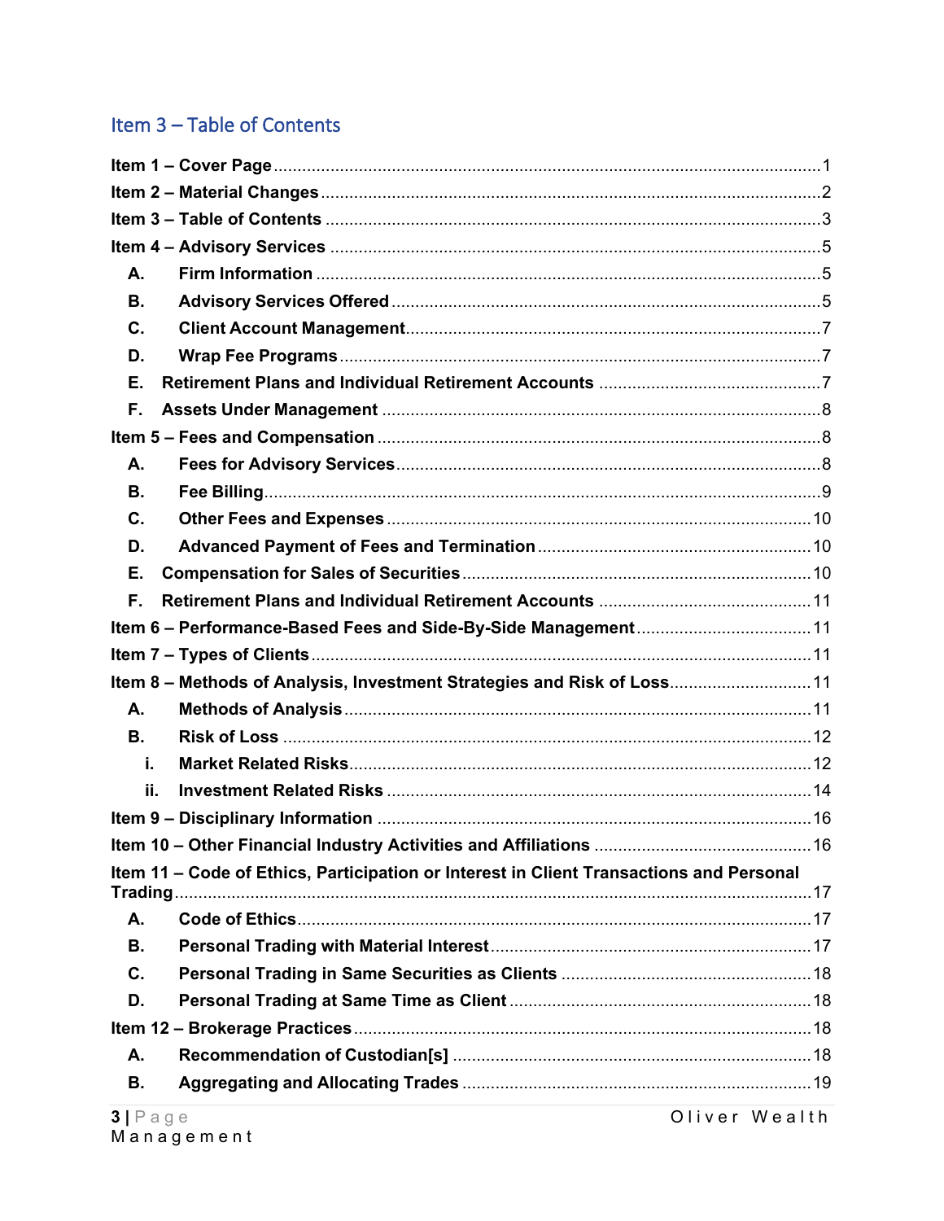## Item 3 – Table of Contents

**Item 1 – Cover Page**.....1
**Item 2 – Material Changes**.....2
**Item 3 – Table of Contents**.....3
**Item 4 – Advisory Services**.....5
- **A. Firm Information**.....5
- **B. Advisory Services Offered**.....5
- **C. Client Account Management**.....7
- **D. Wrap Fee Programs**.....7
- **E. Retirement Plans and Individual Retirement Accounts**.....7
- **F. Assets Under Management**.....8

**Item 5 – Fees and Compensation**.....8
- **A. Fees for Advisory Services**.....8
- **B. Fee Billing**.....9
- **C. Other Fees and Expenses**.....10
- **D. Advanced Payment of Fees and Termination**.....10
- **E. Compensation for Sales of Securities**.....10
- **F. Retirement Plans and Individual Retirement Accounts**.....11

**Item 6 – Performance-Based Fees and Side-By-Side Management**.....11
**Item 7 – Types of Clients**.....11
**Item 8 – Methods of Analysis, Investment Strategies and Risk of Loss**.....11
- **A. Methods of Analysis**.....11
- **B. Risk of Loss**.....12
  - **i. Market Related Risks**.....12
  - **ii. Investment Related Risks**.....14

**Item 9 – Disciplinary Information**.....16
**Item 10 – Other Financial Industry Activities and Affiliations**.....16
**Item 11 – Code of Ethics, Participation or Interest in Client Transactions and Personal Trading**.....17
- **A. Code of Ethics**.....17
- **B. Personal Trading with Material Interest**.....17
- **C. Personal Trading in Same Securities as Clients**.....18
- **D. Personal Trading at Same Time as Client**.....18

**Item 12 – Brokerage Practices**.....18
- **A. Recommendation of Custodian[s]**.....18
- **B. Aggregating and Allocating Trades**.....19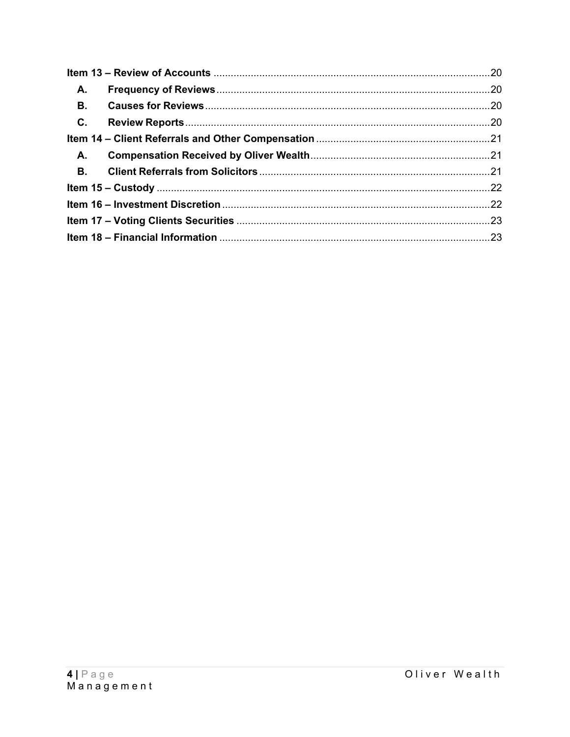**Item 13 – Review of Accounts** ........................................................................................ 20

- **A. Frequency of Reviews** ........................................................................................ 20
- **B. Causes for Reviews** ............................................................................................ 20
- **C. Review Reports** .................................................................................................. 20

**Item 14 – Client Referrals and Other Compensation** ..................................................... 21

- **A. Compensation Received by Oliver Wealth** ....................................................... 21
- **B. Client Referrals from Solicitors** ......................................................................... 21

**Item 15 – Custody** ........................................................................................................... 22

**Item 16 – Investment Discretion** ..................................................................................... 22

**Item 17 – Voting Clients Securities** ................................................................................. 23

**Item 18 – Financial Information** ...................................................................................... 23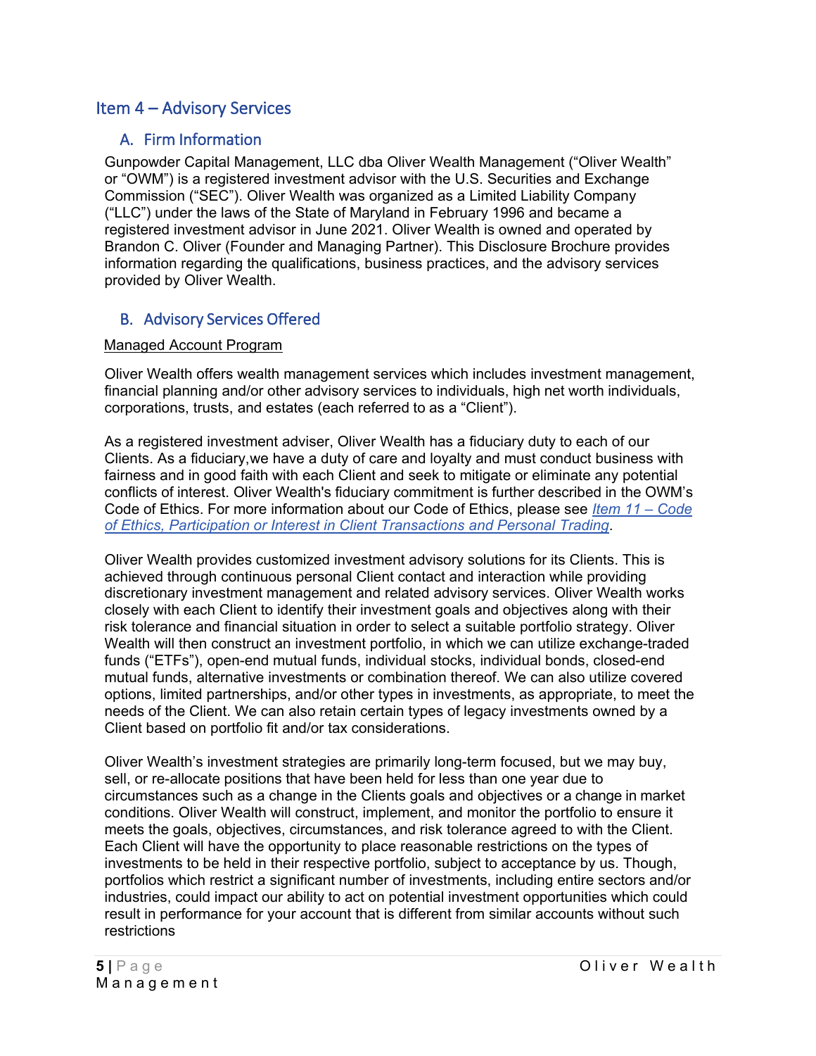## Item 4 – Advisory Services

### A. Firm Information

Gunpowder Capital Management, LLC dba Oliver Wealth Management ("Oliver Wealth" or "OWM") is a registered investment advisor with the U.S. Securities and Exchange Commission ("SEC"). Oliver Wealth was organized as a Limited Liability Company ("LLC") under the laws of the State of Maryland in February 1996 and became a registered investment advisor in June 2021. Oliver Wealth is owned and operated by Brandon C. Oliver (Founder and Managing Partner). This Disclosure Brochure provides information regarding the qualifications, business practices, and the advisory services provided by Oliver Wealth.

### B. Advisory Services Offered

Managed Account Program

Oliver Wealth offers wealth management services which includes investment management, financial planning and/or other advisory services to individuals, high net worth individuals, corporations, trusts, and estates (each referred to as a "Client").

As a registered investment adviser, Oliver Wealth has a fiduciary duty to each of our Clients. As a fiduciary,we have a duty of care and loyalty and must conduct business with fairness and in good faith with each Client and seek to mitigate or eliminate any potential conflicts of interest. Oliver Wealth's fiduciary commitment is further described in the OWM's Code of Ethics. For more information about our Code of Ethics, please see *Item 11 – Code of Ethics, Participation or Interest in Client Transactions and Personal Trading*.

Oliver Wealth provides customized investment advisory solutions for its Clients. This is achieved through continuous personal Client contact and interaction while providing discretionary investment management and related advisory services. Oliver Wealth works closely with each Client to identify their investment goals and objectives along with their risk tolerance and financial situation in order to select a suitable portfolio strategy. Oliver Wealth will then construct an investment portfolio, in which we can utilize exchange-traded funds ("ETFs"), open-end mutual funds, individual stocks, individual bonds, closed-end mutual funds, alternative investments or combination thereof. We can also utilize covered options, limited partnerships, and/or other types in investments, as appropriate, to meet the needs of the Client. We can also retain certain types of legacy investments owned by a Client based on portfolio fit and/or tax considerations.

Oliver Wealth's investment strategies are primarily long-term focused, but we may buy, sell, or re-allocate positions that have been held for less than one year due to circumstances such as a change in the Clients goals and objectives or a change in market conditions. Oliver Wealth will construct, implement, and monitor the portfolio to ensure it meets the goals, objectives, circumstances, and risk tolerance agreed to with the Client. Each Client will have the opportunity to place reasonable restrictions on the types of investments to be held in their respective portfolio, subject to acceptance by us. Though, portfolios which restrict a significant number of investments, including entire sectors and/or industries, could impact our ability to act on potential investment opportunities which could result in performance for your account that is different from similar accounts without such restrictions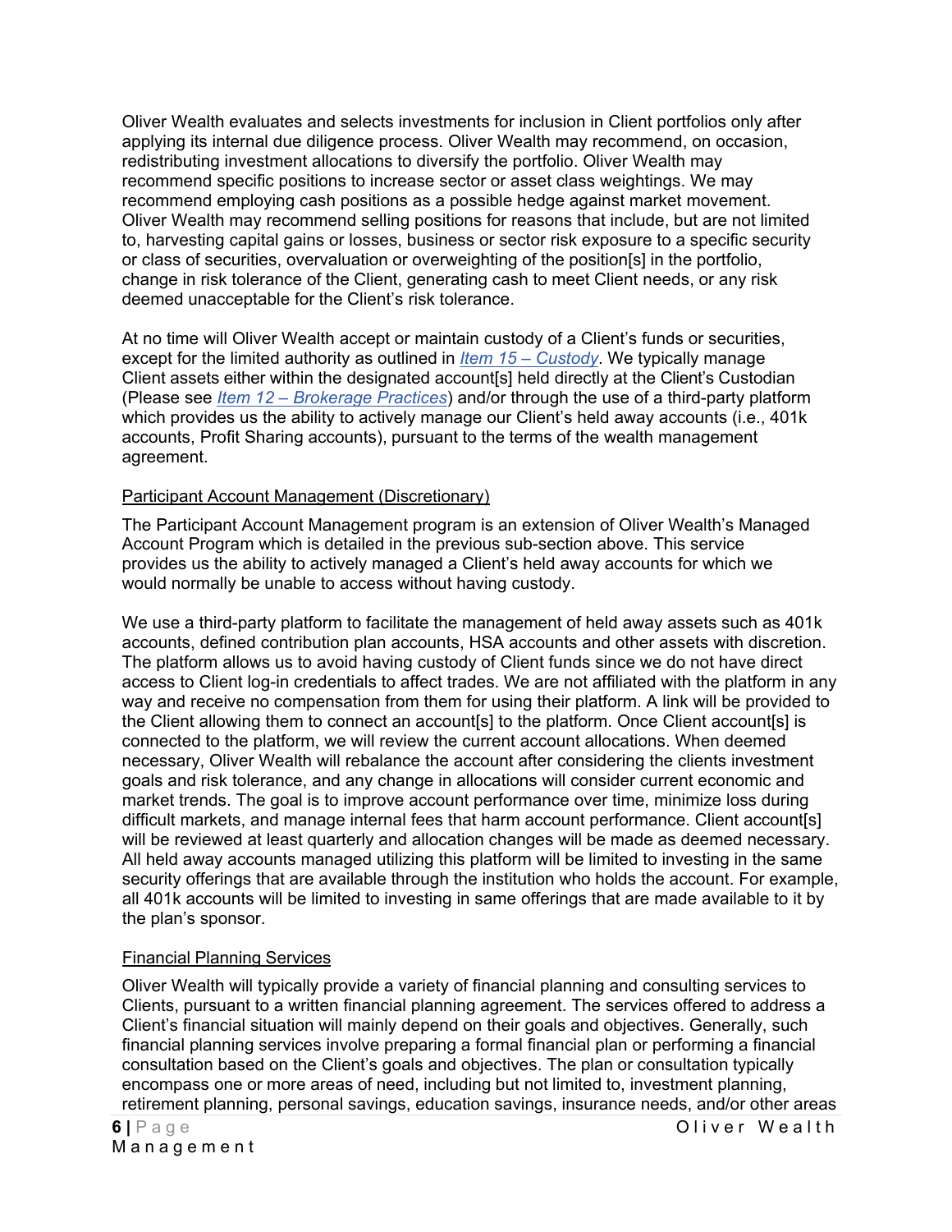Oliver Wealth evaluates and selects investments for inclusion in Client portfolios only after applying its internal due diligence process. Oliver Wealth may recommend, on occasion, redistributing investment allocations to diversify the portfolio. Oliver Wealth may recommend specific positions to increase sector or asset class weightings. We may recommend employing cash positions as a possible hedge against market movement. Oliver Wealth may recommend selling positions for reasons that include, but are not limited to, harvesting capital gains or losses, business or sector risk exposure to a specific security or class of securities, overvaluation or overweighting of the position[s] in the portfolio, change in risk tolerance of the Client, generating cash to meet Client needs, or any risk deemed unacceptable for the Client's risk tolerance.

At no time will Oliver Wealth accept or maintain custody of a Client's funds or securities, except for the limited authority as outlined in *Item 15 – Custody*. We typically manage Client assets either within the designated account[s] held directly at the Client's Custodian (Please see *Item 12 – Brokerage Practices*) and/or through the use of a third-party platform which provides us the ability to actively manage our Client's held away accounts (i.e., 401k accounts, Profit Sharing accounts), pursuant to the terms of the wealth management agreement.

<u>Participant Account Management (Discretionary)</u>

The Participant Account Management program is an extension of Oliver Wealth's Managed Account Program which is detailed in the previous sub-section above. This service provides us the ability to actively managed a Client's held away accounts for which we would normally be unable to access without having custody.

We use a third-party platform to facilitate the management of held away assets such as 401k accounts, defined contribution plan accounts, HSA accounts and other assets with discretion. The platform allows us to avoid having custody of Client funds since we do not have direct access to Client log-in credentials to affect trades. We are not affiliated with the platform in any way and receive no compensation from them for using their platform. A link will be provided to the Client allowing them to connect an account[s] to the platform. Once Client account[s] is connected to the platform, we will review the current account allocations. When deemed necessary, Oliver Wealth will rebalance the account after considering the clients investment goals and risk tolerance, and any change in allocations will consider current economic and market trends. The goal is to improve account performance over time, minimize loss during difficult markets, and manage internal fees that harm account performance. Client account[s] will be reviewed at least quarterly and allocation changes will be made as deemed necessary. All held away accounts managed utilizing this platform will be limited to investing in the same security offerings that are available through the institution who holds the account. For example, all 401k accounts will be limited to investing in same offerings that are made available to it by the plan's sponsor.

<u>Financial Planning Services</u>

Oliver Wealth will typically provide a variety of financial planning and consulting services to Clients, pursuant to a written financial planning agreement. The services offered to address a Client's financial situation will mainly depend on their goals and objectives. Generally, such financial planning services involve preparing a formal financial plan or performing a financial consultation based on the Client's goals and objectives. The plan or consultation typically encompass one or more areas of need, including but not limited to, investment planning, retirement planning, personal savings, education savings, insurance needs, and/or other areas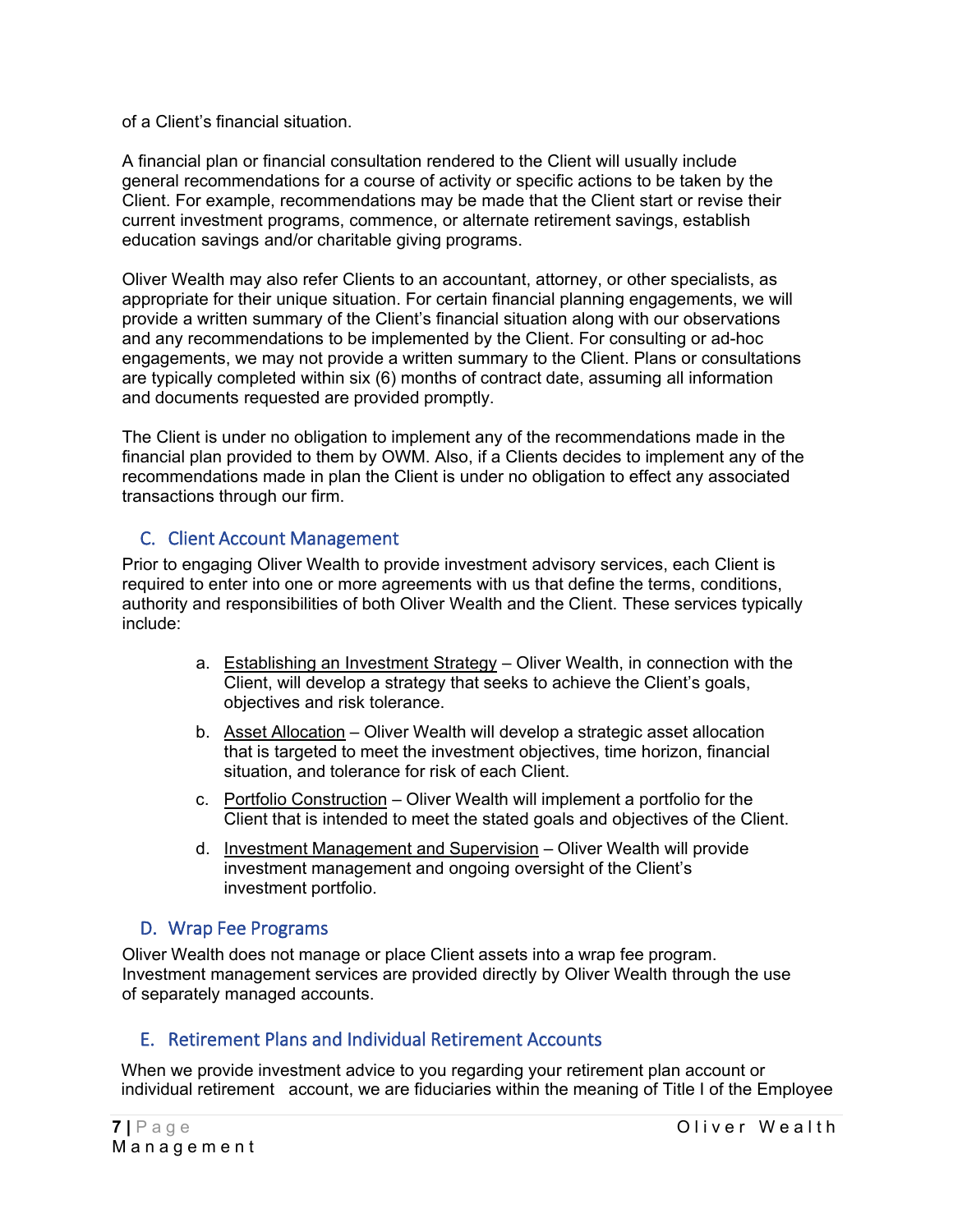of a Client's financial situation.

A financial plan or financial consultation rendered to the Client will usually include general recommendations for a course of activity or specific actions to be taken by the Client. For example, recommendations may be made that the Client start or revise their current investment programs, commence, or alternate retirement savings, establish education savings and/or charitable giving programs.

Oliver Wealth may also refer Clients to an accountant, attorney, or other specialists, as appropriate for their unique situation. For certain financial planning engagements, we will provide a written summary of the Client's financial situation along with our observations and any recommendations to be implemented by the Client. For consulting or ad-hoc engagements, we may not provide a written summary to the Client. Plans or consultations are typically completed within six (6) months of contract date, assuming all information and documents requested are provided promptly.

The Client is under no obligation to implement any of the recommendations made in the financial plan provided to them by OWM. Also, if a Clients decides to implement any of the recommendations made in plan the Client is under no obligation to effect any associated transactions through our firm.

## C. Client Account Management

Prior to engaging Oliver Wealth to provide investment advisory services, each Client is required to enter into one or more agreements with us that define the terms, conditions, authority and responsibilities of both Oliver Wealth and the Client. These services typically include:

a. Establishing an Investment Strategy – Oliver Wealth, in connection with the Client, will develop a strategy that seeks to achieve the Client's goals, objectives and risk tolerance.

b. Asset Allocation – Oliver Wealth will develop a strategic asset allocation that is targeted to meet the investment objectives, time horizon, financial situation, and tolerance for risk of each Client.

c. Portfolio Construction – Oliver Wealth will implement a portfolio for the Client that is intended to meet the stated goals and objectives of the Client.

d. Investment Management and Supervision – Oliver Wealth will provide investment management and ongoing oversight of the Client's investment portfolio.

## D. Wrap Fee Programs

Oliver Wealth does not manage or place Client assets into a wrap fee program. Investment management services are provided directly by Oliver Wealth through the use of separately managed accounts.

## E. Retirement Plans and Individual Retirement Accounts

When we provide investment advice to you regarding your retirement plan account or individual retirement account, we are fiduciaries within the meaning of Title I of the Employee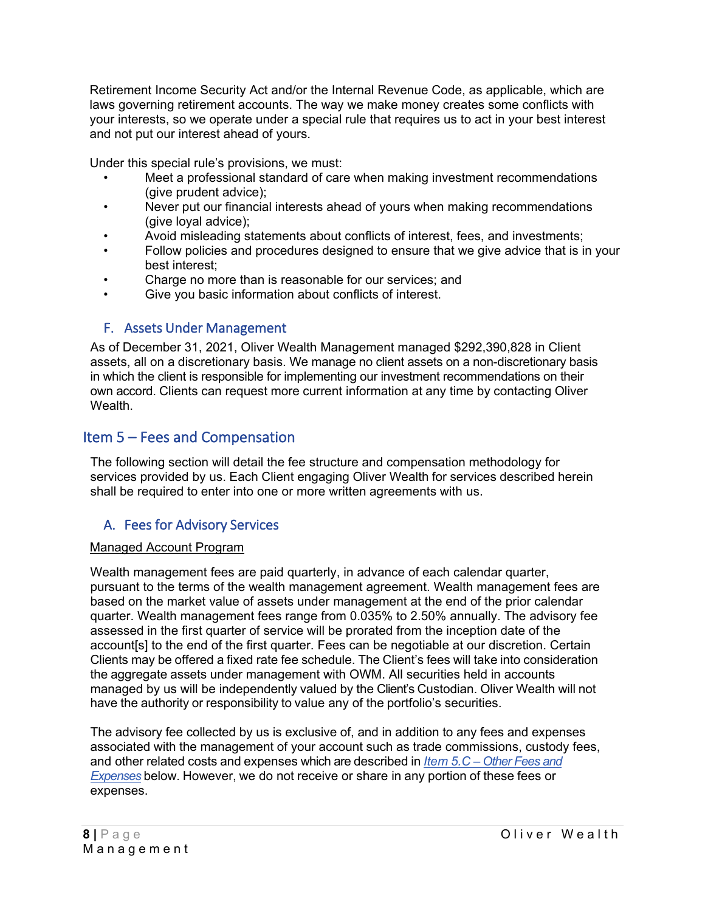Retirement Income Security Act and/or the Internal Revenue Code, as applicable, which are laws governing retirement accounts. The way we make money creates some conflicts with your interests, so we operate under a special rule that requires us to act in your best interest and not put our interest ahead of yours.

Under this special rule's provisions, we must:

- Meet a professional standard of care when making investment recommendations (give prudent advice);
- Never put our financial interests ahead of yours when making recommendations (give loyal advice);
- Avoid misleading statements about conflicts of interest, fees, and investments;
- Follow policies and procedures designed to ensure that we give advice that is in your best interest;
- Charge no more than is reasonable for our services; and
- Give you basic information about conflicts of interest.

### F. Assets Under Management

As of December 31, 2021, Oliver Wealth Management managed $292,390,828 in Client assets, all on a discretionary basis. We manage no client assets on a non-discretionary basis in which the client is responsible for implementing our investment recommendations on their own accord. Clients can request more current information at any time by contacting Oliver Wealth.

## Item 5 – Fees and Compensation

The following section will detail the fee structure and compensation methodology for services provided by us. Each Client engaging Oliver Wealth for services described herein shall be required to enter into one or more written agreements with us.

### A. Fees for Advisory Services

Managed Account Program

Wealth management fees are paid quarterly, in advance of each calendar quarter, pursuant to the terms of the wealth management agreement. Wealth management fees are based on the market value of assets under management at the end of the prior calendar quarter. Wealth management fees range from 0.035% to 2.50% annually. The advisory fee assessed in the first quarter of service will be prorated from the inception date of the account[s] to the end of the first quarter. Fees can be negotiable at our discretion. Certain Clients may be offered a fixed rate fee schedule. The Client's fees will take into consideration the aggregate assets under management with OWM. All securities held in accounts managed by us will be independently valued by the Client's Custodian. Oliver Wealth will not have the authority or responsibility to value any of the portfolio's securities.

The advisory fee collected by us is exclusive of, and in addition to any fees and expenses associated with the management of your account such as trade commissions, custody fees, and other related costs and expenses which are described in *Item 5.C – Other Fees and Expenses* below. However, we do not receive or share in any portion of these fees or expenses.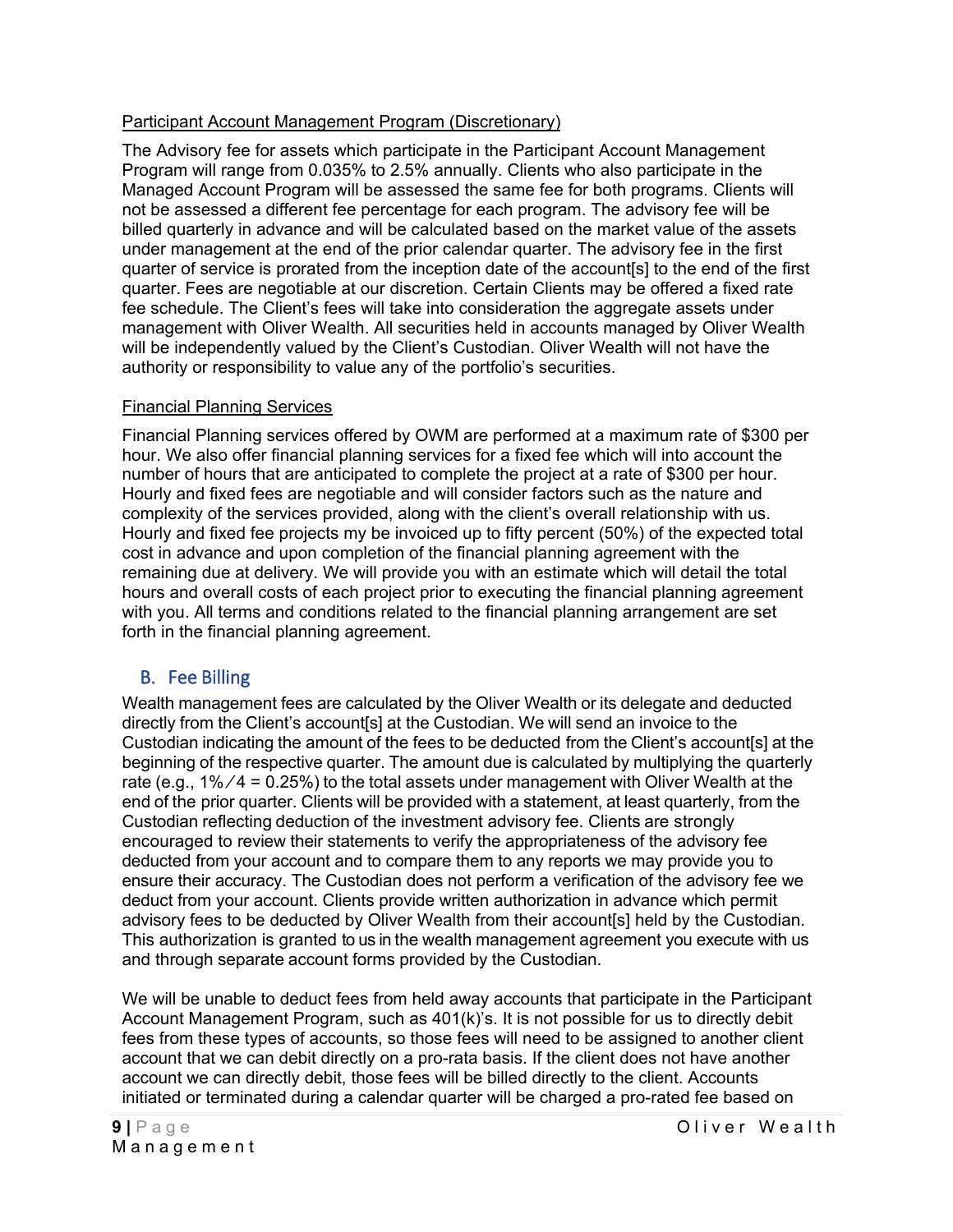Participant Account Management Program (Discretionary)

The Advisory fee for assets which participate in the Participant Account Management Program will range from 0.035% to 2.5% annually. Clients who also participate in the Managed Account Program will be assessed the same fee for both programs. Clients will not be assessed a different fee percentage for each program. The advisory fee will be billed quarterly in advance and will be calculated based on the market value of the assets under management at the end of the prior calendar quarter. The advisory fee in the first quarter of service is prorated from the inception date of the account[s] to the end of the first quarter. Fees are negotiable at our discretion. Certain Clients may be offered a fixed rate fee schedule. The Client's fees will take into consideration the aggregate assets under management with Oliver Wealth. All securities held in accounts managed by Oliver Wealth will be independently valued by the Client's Custodian. Oliver Wealth will not have the authority or responsibility to value any of the portfolio's securities.

Financial Planning Services

Financial Planning services offered by OWM are performed at a maximum rate of $300 per hour. We also offer financial planning services for a fixed fee which will into account the number of hours that are anticipated to complete the project at a rate of $300 per hour. Hourly and fixed fees are negotiable and will consider factors such as the nature and complexity of the services provided, along with the client's overall relationship with us. Hourly and fixed fee projects my be invoiced up to fifty percent (50%) of the expected total cost in advance and upon completion of the financial planning agreement with the remaining due at delivery. We will provide you with an estimate which will detail the total hours and overall costs of each project prior to executing the financial planning agreement with you. All terms and conditions related to the financial planning arrangement are set forth in the financial planning agreement.

## B. Fee Billing

Wealth management fees are calculated by the Oliver Wealth or its delegate and deducted directly from the Client's account[s] at the Custodian. We will send an invoice to the Custodian indicating the amount of the fees to be deducted from the Client's account[s] at the beginning of the respective quarter. The amount due is calculated by multiplying the quarterly rate (e.g., 1%/4 = 0.25%) to the total assets under management with Oliver Wealth at the end of the prior quarter. Clients will be provided with a statement, at least quarterly, from the Custodian reflecting deduction of the investment advisory fee. Clients are strongly encouraged to review their statements to verify the appropriateness of the advisory fee deducted from your account and to compare them to any reports we may provide you to ensure their accuracy. The Custodian does not perform a verification of the advisory fee we deduct from your account. Clients provide written authorization in advance which permit advisory fees to be deducted by Oliver Wealth from their account[s] held by the Custodian. This authorization is granted to us in the wealth management agreement you execute with us and through separate account forms provided by the Custodian.

We will be unable to deduct fees from held away accounts that participate in the Participant Account Management Program, such as 401(k)'s. It is not possible for us to directly debit fees from these types of accounts, so those fees will need to be assigned to another client account that we can debit directly on a pro-rata basis. If the client does not have another account we can directly debit, those fees will be billed directly to the client. Accounts initiated or terminated during a calendar quarter will be charged a pro-rated fee based on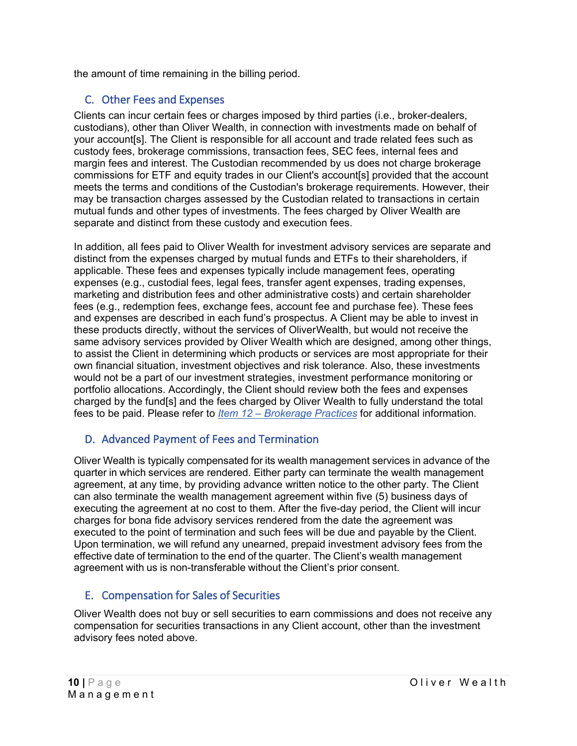the amount of time remaining in the billing period.

## C. Other Fees and Expenses

Clients can incur certain fees or charges imposed by third parties (i.e., broker-dealers, custodians), other than Oliver Wealth, in connection with investments made on behalf of your account[s]. The Client is responsible for all account and trade related fees such as custody fees, brokerage commissions, transaction fees, SEC fees, internal fees and margin fees and interest. The Custodian recommended by us does not charge brokerage commissions for ETF and equity trades in our Client's account[s] provided that the account meets the terms and conditions of the Custodian's brokerage requirements. However, their may be transaction charges assessed by the Custodian related to transactions in certain mutual funds and other types of investments. The fees charged by Oliver Wealth are separate and distinct from these custody and execution fees.

In addition, all fees paid to Oliver Wealth for investment advisory services are separate and distinct from the expenses charged by mutual funds and ETFs to their shareholders, if applicable. These fees and expenses typically include management fees, operating expenses (e.g., custodial fees, legal fees, transfer agent expenses, trading expenses, marketing and distribution fees and other administrative costs) and certain shareholder fees (e.g., redemption fees, exchange fees, account fee and purchase fee). These fees and expenses are described in each fund's prospectus. A Client may be able to invest in these products directly, without the services of OliverWealth, but would not receive the same advisory services provided by Oliver Wealth which are designed, among other things, to assist the Client in determining which products or services are most appropriate for their own financial situation, investment objectives and risk tolerance. Also, these investments would not be a part of our investment strategies, investment performance monitoring or portfolio allocations. Accordingly, the Client should review both the fees and expenses charged by the fund[s] and the fees charged by Oliver Wealth to fully understand the total fees to be paid. Please refer to *Item 12 – Brokerage Practices* for additional information.

## D. Advanced Payment of Fees and Termination

Oliver Wealth is typically compensated for its wealth management services in advance of the quarter in which services are rendered. Either party can terminate the wealth management agreement, at any time, by providing advance written notice to the other party. The Client can also terminate the wealth management agreement within five (5) business days of executing the agreement at no cost to them. After the five-day period, the Client will incur charges for bona fide advisory services rendered from the date the agreement was executed to the point of termination and such fees will be due and payable by the Client. Upon termination, we will refund any unearned, prepaid investment advisory fees from the effective date of termination to the end of the quarter. The Client's wealth management agreement with us is non-transferable without the Client's prior consent.

## E. Compensation for Sales of Securities

Oliver Wealth does not buy or sell securities to earn commissions and does not receive any compensation for securities transactions in any Client account, other than the investment advisory fees noted above.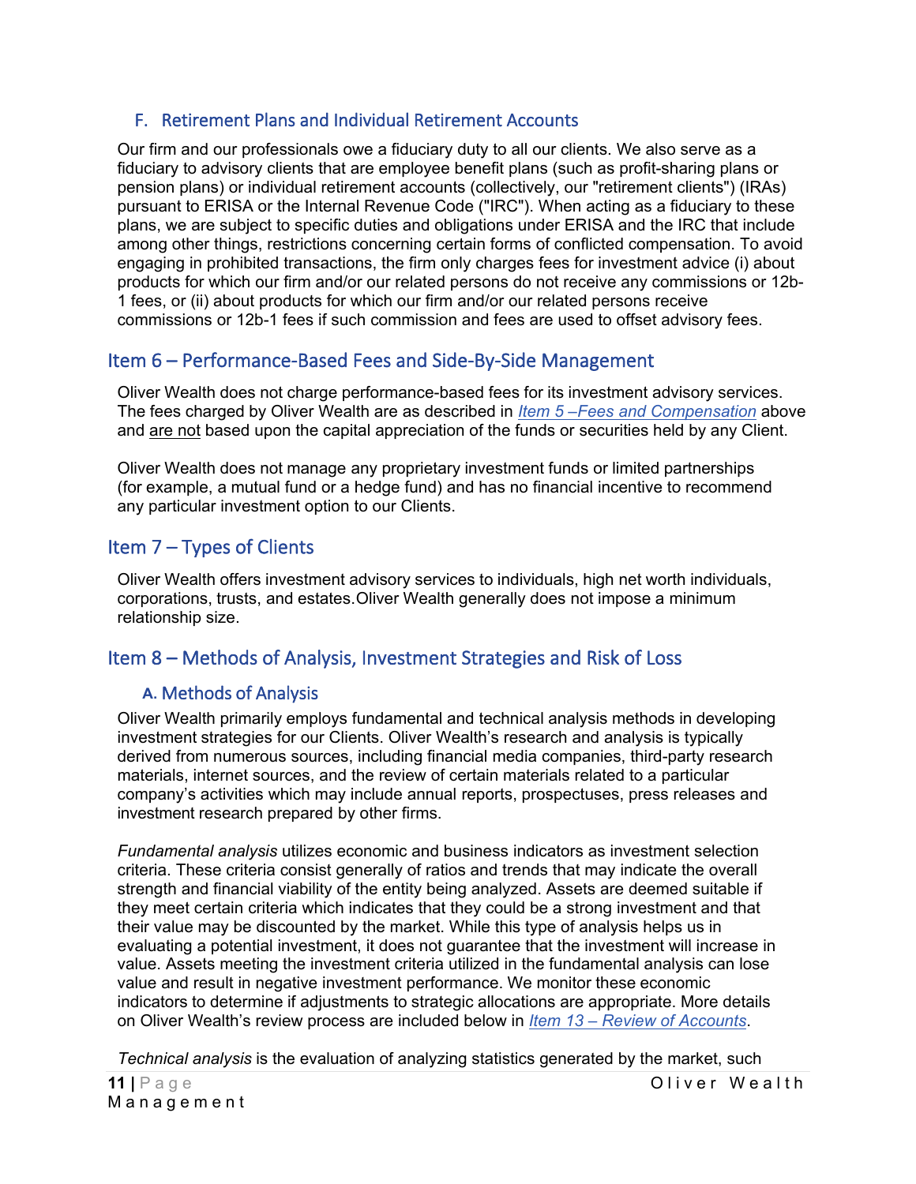### F. Retirement Plans and Individual Retirement Accounts

Our firm and our professionals owe a fiduciary duty to all our clients. We also serve as a fiduciary to advisory clients that are employee benefit plans (such as profit-sharing plans or pension plans) or individual retirement accounts (collectively, our "retirement clients") (IRAs) pursuant to ERISA or the Internal Revenue Code ("IRC"). When acting as a fiduciary to these plans, we are subject to specific duties and obligations under ERISA and the IRC that include among other things, restrictions concerning certain forms of conflicted compensation. To avoid engaging in prohibited transactions, the firm only charges fees for investment advice (i) about products for which our firm and/or our related persons do not receive any commissions or 12b-1 fees, or (ii) about products for which our firm and/or our related persons receive commissions or 12b-1 fees if such commission and fees are used to offset advisory fees.

## Item 6 – Performance-Based Fees and Side-By-Side Management

Oliver Wealth does not charge performance-based fees for its investment advisory services. The fees charged by Oliver Wealth are as described in *Item 5 –Fees and Compensation* above and are not based upon the capital appreciation of the funds or securities held by any Client.

Oliver Wealth does not manage any proprietary investment funds or limited partnerships (for example, a mutual fund or a hedge fund) and has no financial incentive to recommend any particular investment option to our Clients.

## Item 7 – Types of Clients

Oliver Wealth offers investment advisory services to individuals, high net worth individuals, corporations, trusts, and estates.Oliver Wealth generally does not impose a minimum relationship size.

## Item 8 – Methods of Analysis, Investment Strategies and Risk of Loss

### A. Methods of Analysis

Oliver Wealth primarily employs fundamental and technical analysis methods in developing investment strategies for our Clients. Oliver Wealth's research and analysis is typically derived from numerous sources, including financial media companies, third-party research materials, internet sources, and the review of certain materials related to a particular company's activities which may include annual reports, prospectuses, press releases and investment research prepared by other firms.

*Fundamental analysis* utilizes economic and business indicators as investment selection criteria. These criteria consist generally of ratios and trends that may indicate the overall strength and financial viability of the entity being analyzed. Assets are deemed suitable if they meet certain criteria which indicates that they could be a strong investment and that their value may be discounted by the market. While this type of analysis helps us in evaluating a potential investment, it does not guarantee that the investment will increase in value. Assets meeting the investment criteria utilized in the fundamental analysis can lose value and result in negative investment performance. We monitor these economic indicators to determine if adjustments to strategic allocations are appropriate. More details on Oliver Wealth's review process are included below in *Item 13 – Review of Accounts*.

*Technical analysis* is the evaluation of analyzing statistics generated by the market, such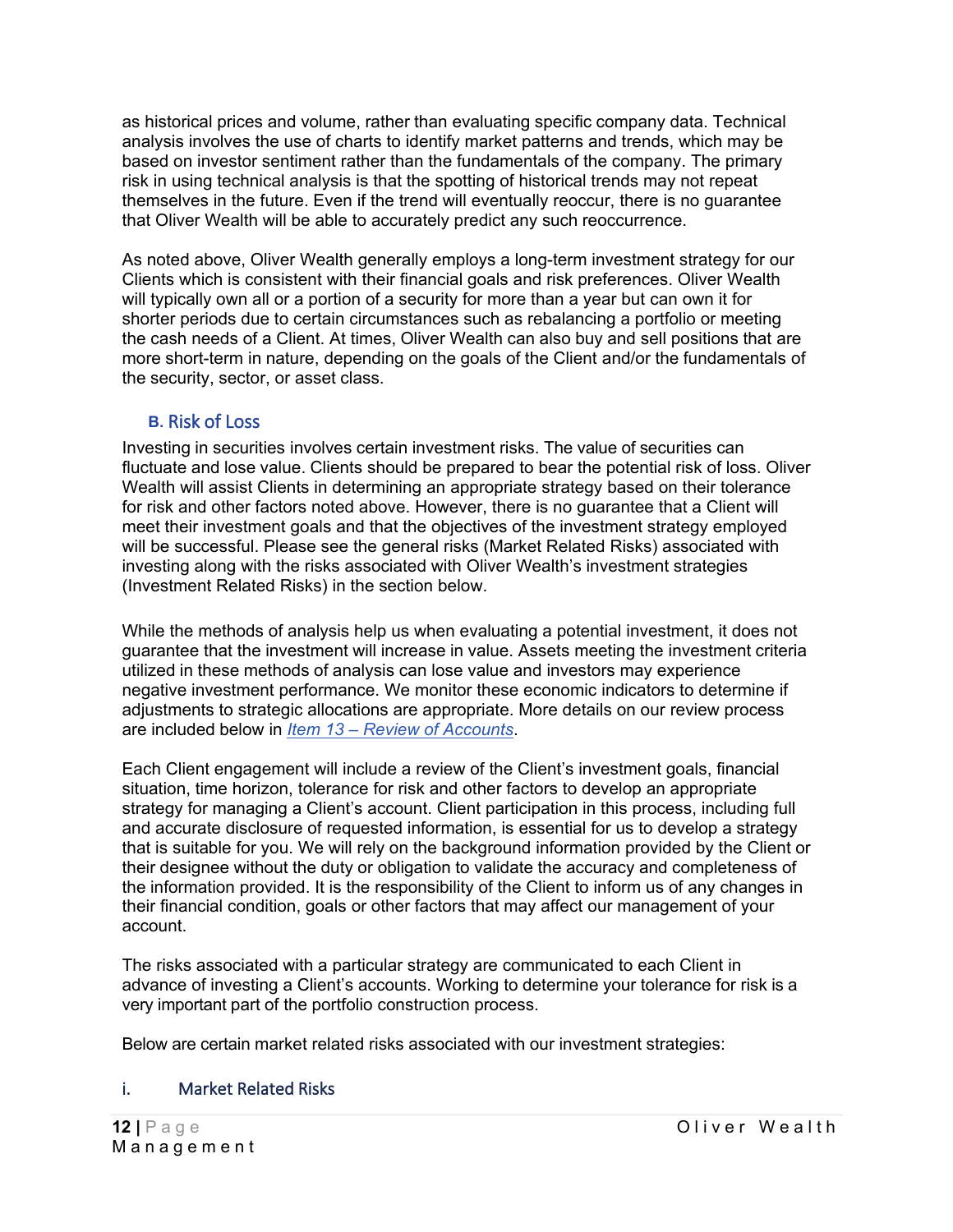as historical prices and volume, rather than evaluating specific company data. Technical analysis involves the use of charts to identify market patterns and trends, which may be based on investor sentiment rather than the fundamentals of the company. The primary risk in using technical analysis is that the spotting of historical trends may not repeat themselves in the future. Even if the trend will eventually reoccur, there is no guarantee that Oliver Wealth will be able to accurately predict any such reoccurrence.

As noted above, Oliver Wealth generally employs a long-term investment strategy for our Clients which is consistent with their financial goals and risk preferences. Oliver Wealth will typically own all or a portion of a security for more than a year but can own it for shorter periods due to certain circumstances such as rebalancing a portfolio or meeting the cash needs of a Client. At times, Oliver Wealth can also buy and sell positions that are more short-term in nature, depending on the goals of the Client and/or the fundamentals of the security, sector, or asset class.

## B. Risk of Loss

Investing in securities involves certain investment risks. The value of securities can fluctuate and lose value. Clients should be prepared to bear the potential risk of loss. Oliver Wealth will assist Clients in determining an appropriate strategy based on their tolerance for risk and other factors noted above. However, there is no guarantee that a Client will meet their investment goals and that the objectives of the investment strategy employed will be successful. Please see the general risks (Market Related Risks) associated with investing along with the risks associated with Oliver Wealth's investment strategies (Investment Related Risks) in the section below.

While the methods of analysis help us when evaluating a potential investment, it does not guarantee that the investment will increase in value. Assets meeting the investment criteria utilized in these methods of analysis can lose value and investors may experience negative investment performance. We monitor these economic indicators to determine if adjustments to strategic allocations are appropriate. More details on our review process are included below in *Item 13 – Review of Accounts*.

Each Client engagement will include a review of the Client's investment goals, financial situation, time horizon, tolerance for risk and other factors to develop an appropriate strategy for managing a Client's account. Client participation in this process, including full and accurate disclosure of requested information, is essential for us to develop a strategy that is suitable for you. We will rely on the background information provided by the Client or their designee without the duty or obligation to validate the accuracy and completeness of the information provided. It is the responsibility of the Client to inform us of any changes in their financial condition, goals or other factors that may affect our management of your account.

The risks associated with a particular strategy are communicated to each Client in advance of investing a Client's accounts. Working to determine your tolerance for risk is a very important part of the portfolio construction process.

Below are certain market related risks associated with our investment strategies:

### i. Market Related Risks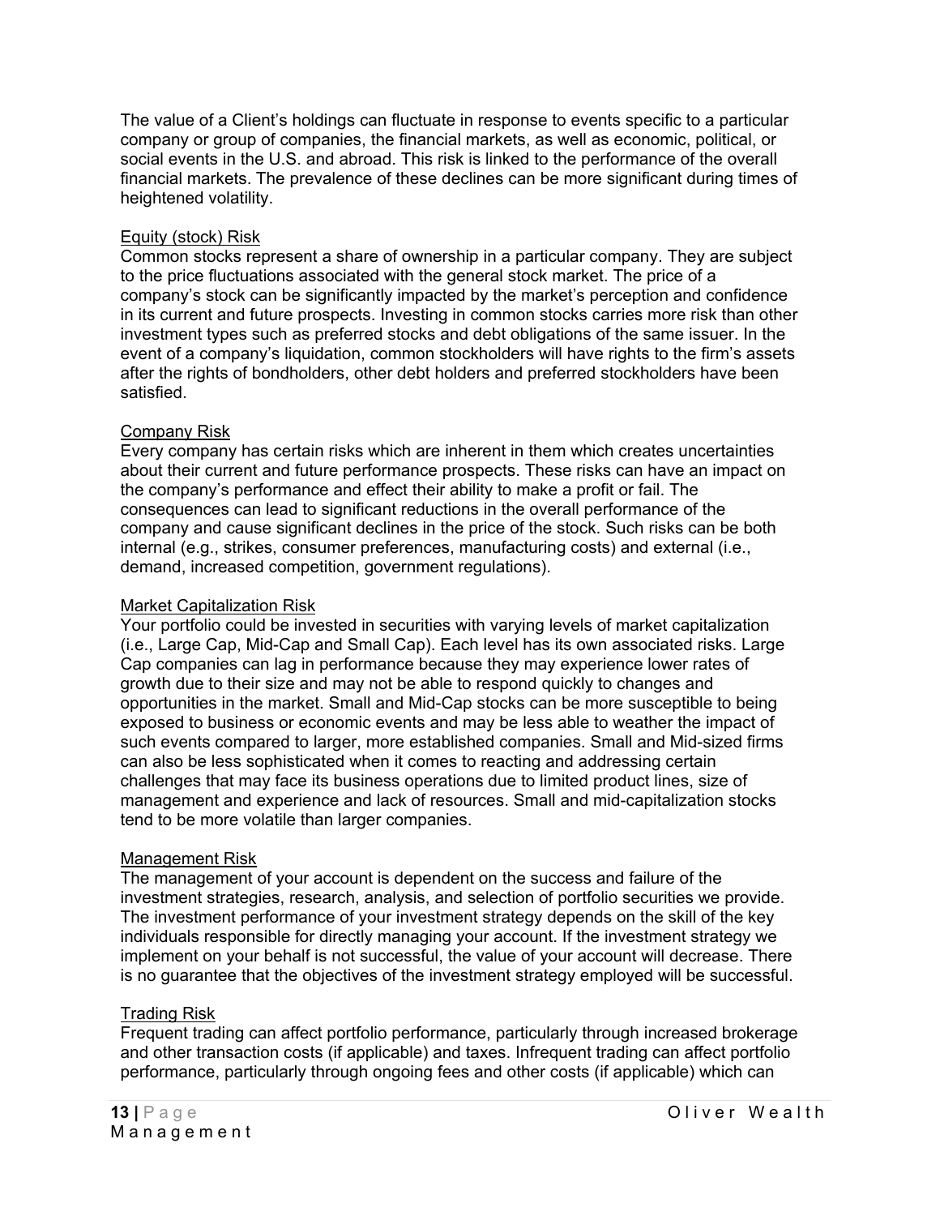The value of a Client's holdings can fluctuate in response to events specific to a particular company or group of companies, the financial markets, as well as economic, political, or social events in the U.S. and abroad. This risk is linked to the performance of the overall financial markets. The prevalence of these declines can be more significant during times of heightened volatility.

Equity (stock) Risk

Common stocks represent a share of ownership in a particular company. They are subject to the price fluctuations associated with the general stock market. The price of a company's stock can be significantly impacted by the market's perception and confidence in its current and future prospects. Investing in common stocks carries more risk than other investment types such as preferred stocks and debt obligations of the same issuer. In the event of a company's liquidation, common stockholders will have rights to the firm's assets after the rights of bondholders, other debt holders and preferred stockholders have been satisfied.

Company Risk

Every company has certain risks which are inherent in them which creates uncertainties about their current and future performance prospects. These risks can have an impact on the company's performance and effect their ability to make a profit or fail. The consequences can lead to significant reductions in the overall performance of the company and cause significant declines in the price of the stock. Such risks can be both internal (e.g., strikes, consumer preferences, manufacturing costs) and external (i.e., demand, increased competition, government regulations).

Market Capitalization Risk

Your portfolio could be invested in securities with varying levels of market capitalization (i.e., Large Cap, Mid-Cap and Small Cap). Each level has its own associated risks. Large Cap companies can lag in performance because they may experience lower rates of growth due to their size and may not be able to respond quickly to changes and opportunities in the market. Small and Mid-Cap stocks can be more susceptible to being exposed to business or economic events and may be less able to weather the impact of such events compared to larger, more established companies. Small and Mid-sized firms can also be less sophisticated when it comes to reacting and addressing certain challenges that may face its business operations due to limited product lines, size of management and experience and lack of resources. Small and mid-capitalization stocks tend to be more volatile than larger companies.

Management Risk

The management of your account is dependent on the success and failure of the investment strategies, research, analysis, and selection of portfolio securities we provide. The investment performance of your investment strategy depends on the skill of the key individuals responsible for directly managing your account. If the investment strategy we implement on your behalf is not successful, the value of your account will decrease. There is no guarantee that the objectives of the investment strategy employed will be successful.

Trading Risk

Frequent trading can affect portfolio performance, particularly through increased brokerage and other transaction costs (if applicable) and taxes. Infrequent trading can affect portfolio performance, particularly through ongoing fees and other costs (if applicable) which can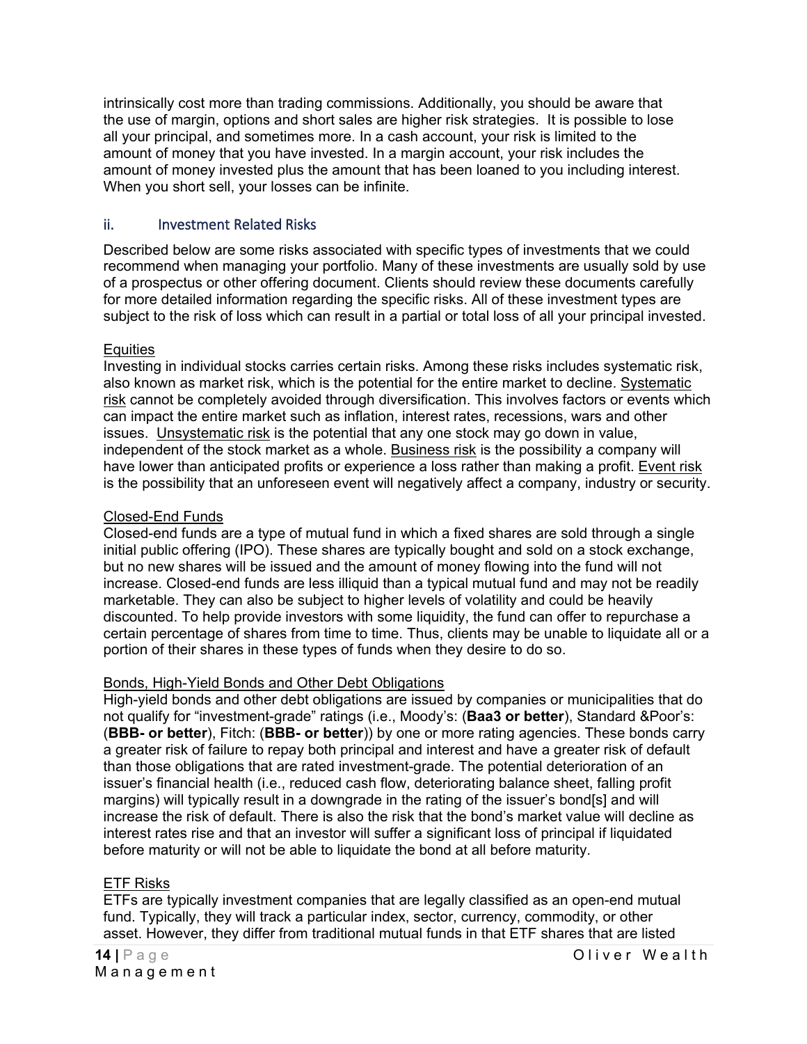intrinsically cost more than trading commissions. Additionally, you should be aware that the use of margin, options and short sales are higher risk strategies. It is possible to lose all your principal, and sometimes more. In a cash account, your risk is limited to the amount of money that you have invested. In a margin account, your risk includes the amount of money invested plus the amount that has been loaned to you including interest. When you short sell, your losses can be infinite.

## ii. Investment Related Risks

Described below are some risks associated with specific types of investments that we could recommend when managing your portfolio. Many of these investments are usually sold by use of a prospectus or other offering document. Clients should review these documents carefully for more detailed information regarding the specific risks. All of these investment types are subject to the risk of loss which can result in a partial or total loss of all your principal invested.

<u>Equities</u>
Investing in individual stocks carries certain risks. Among these risks includes systematic risk, also known as market risk, which is the potential for the entire market to decline. <u>Systematic risk</u> cannot be completely avoided through diversification. This involves factors or events which can impact the entire market such as inflation, interest rates, recessions, wars and other issues. <u>Unsystematic risk</u> is the potential that any one stock may go down in value, independent of the stock market as a whole. <u>Business risk</u> is the possibility a company will have lower than anticipated profits or experience a loss rather than making a profit. <u>Event risk</u> is the possibility that an unforeseen event will negatively affect a company, industry or security.

<u>Closed-End Funds</u>
Closed-end funds are a type of mutual fund in which a fixed shares are sold through a single initial public offering (IPO). These shares are typically bought and sold on a stock exchange, but no new shares will be issued and the amount of money flowing into the fund will not increase. Closed-end funds are less illiquid than a typical mutual fund and may not be readily marketable. They can also be subject to higher levels of volatility and could be heavily discounted. To help provide investors with some liquidity, the fund can offer to repurchase a certain percentage of shares from time to time. Thus, clients may be unable to liquidate all or a portion of their shares in these types of funds when they desire to do so.

<u>Bonds, High-Yield Bonds and Other Debt Obligations</u>
High-yield bonds and other debt obligations are issued by companies or municipalities that do not qualify for "investment-grade" ratings (i.e., Moody's: (**Baa3 or better**), Standard &Poor's: (**BBB- or better**), Fitch: (**BBB- or better**)) by one or more rating agencies. These bonds carry a greater risk of failure to repay both principal and interest and have a greater risk of default than those obligations that are rated investment-grade. The potential deterioration of an issuer's financial health (i.e., reduced cash flow, deteriorating balance sheet, falling profit margins) will typically result in a downgrade in the rating of the issuer's bond[s] and will increase the risk of default. There is also the risk that the bond's market value will decline as interest rates rise and that an investor will suffer a significant loss of principal if liquidated before maturity or will not be able to liquidate the bond at all before maturity.

<u>ETF Risks</u>
ETFs are typically investment companies that are legally classified as an open-end mutual fund. Typically, they will track a particular index, sector, currency, commodity, or other asset. However, they differ from traditional mutual funds in that ETF shares that are listed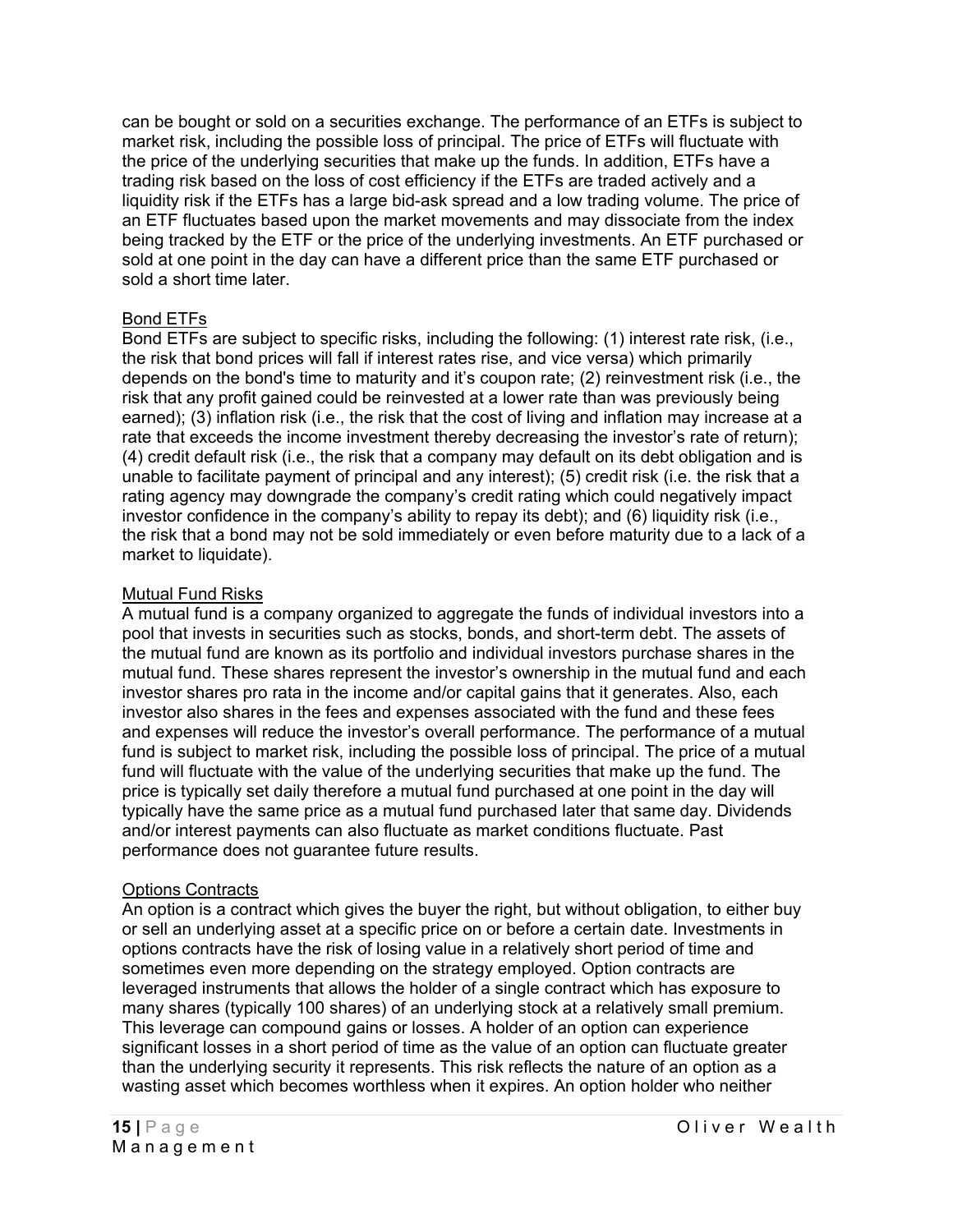can be bought or sold on a securities exchange. The performance of an ETFs is subject to market risk, including the possible loss of principal. The price of ETFs will fluctuate with the price of the underlying securities that make up the funds. In addition, ETFs have a trading risk based on the loss of cost efficiency if the ETFs are traded actively and a liquidity risk if the ETFs has a large bid-ask spread and a low trading volume. The price of an ETF fluctuates based upon the market movements and may dissociate from the index being tracked by the ETF or the price of the underlying investments. An ETF purchased or sold at one point in the day can have a different price than the same ETF purchased or sold a short time later.

Bond ETFs

Bond ETFs are subject to specific risks, including the following: (1) interest rate risk, (i.e., the risk that bond prices will fall if interest rates rise, and vice versa) which primarily depends on the bond's time to maturity and it's coupon rate; (2) reinvestment risk (i.e., the risk that any profit gained could be reinvested at a lower rate than was previously being earned); (3) inflation risk (i.e., the risk that the cost of living and inflation may increase at a rate that exceeds the income investment thereby decreasing the investor's rate of return); (4) credit default risk (i.e., the risk that a company may default on its debt obligation and is unable to facilitate payment of principal and any interest); (5) credit risk (i.e. the risk that a rating agency may downgrade the company's credit rating which could negatively impact investor confidence in the company's ability to repay its debt); and (6) liquidity risk (i.e., the risk that a bond may not be sold immediately or even before maturity due to a lack of a market to liquidate).

Mutual Fund Risks

A mutual fund is a company organized to aggregate the funds of individual investors into a pool that invests in securities such as stocks, bonds, and short-term debt. The assets of the mutual fund are known as its portfolio and individual investors purchase shares in the mutual fund. These shares represent the investor's ownership in the mutual fund and each investor shares pro rata in the income and/or capital gains that it generates. Also, each investor also shares in the fees and expenses associated with the fund and these fees and expenses will reduce the investor's overall performance. The performance of a mutual fund is subject to market risk, including the possible loss of principal. The price of a mutual fund will fluctuate with the value of the underlying securities that make up the fund. The price is typically set daily therefore a mutual fund purchased at one point in the day will typically have the same price as a mutual fund purchased later that same day. Dividends and/or interest payments can also fluctuate as market conditions fluctuate. Past performance does not guarantee future results.

Options Contracts

An option is a contract which gives the buyer the right, but without obligation, to either buy or sell an underlying asset at a specific price on or before a certain date. Investments in options contracts have the risk of losing value in a relatively short period of time and sometimes even more depending on the strategy employed. Option contracts are leveraged instruments that allows the holder of a single contract which has exposure to many shares (typically 100 shares) of an underlying stock at a relatively small premium. This leverage can compound gains or losses. A holder of an option can experience significant losses in a short period of time as the value of an option can fluctuate greater than the underlying security it represents. This risk reflects the nature of an option as a wasting asset which becomes worthless when it expires. An option holder who neither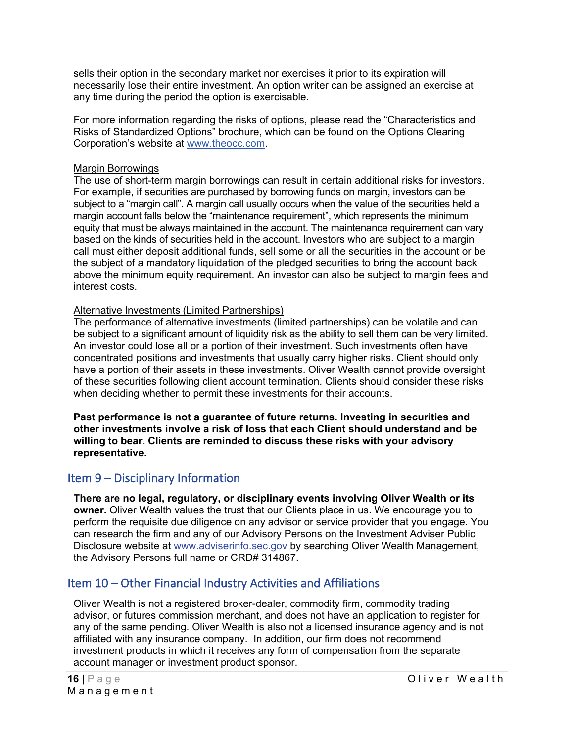sells their option in the secondary market nor exercises it prior to its expiration will necessarily lose their entire investment. An option writer can be assigned an exercise at any time during the period the option is exercisable.

For more information regarding the risks of options, please read the "Characteristics and Risks of Standardized Options" brochure, which can be found on the Options Clearing Corporation's website at www.theocc.com.

Margin Borrowings

The use of short-term margin borrowings can result in certain additional risks for investors. For example, if securities are purchased by borrowing funds on margin, investors can be subject to a "margin call". A margin call usually occurs when the value of the securities held a margin account falls below the "maintenance requirement", which represents the minimum equity that must be always maintained in the account. The maintenance requirement can vary based on the kinds of securities held in the account. Investors who are subject to a margin call must either deposit additional funds, sell some or all the securities in the account or be the subject of a mandatory liquidation of the pledged securities to bring the account back above the minimum equity requirement. An investor can also be subject to margin fees and interest costs.

Alternative Investments (Limited Partnerships)

The performance of alternative investments (limited partnerships) can be volatile and can be subject to a significant amount of liquidity risk as the ability to sell them can be very limited. An investor could lose all or a portion of their investment. Such investments often have concentrated positions and investments that usually carry higher risks. Client should only have a portion of their assets in these investments. Oliver Wealth cannot provide oversight of these securities following client account termination. Clients should consider these risks when deciding whether to permit these investments for their accounts.

**Past performance is not a guarantee of future returns. Investing in securities and other investments involve a risk of loss that each Client should understand and be willing to bear. Clients are reminded to discuss these risks with your advisory representative.**

## Item 9 – Disciplinary Information

**There are no legal, regulatory, or disciplinary events involving Oliver Wealth or its owner.** Oliver Wealth values the trust that our Clients place in us. We encourage you to perform the requisite due diligence on any advisor or service provider that you engage. You can research the firm and any of our Advisory Persons on the Investment Adviser Public Disclosure website at www.adviserinfo.sec.gov by searching Oliver Wealth Management, the Advisory Persons full name or CRD# 314867.

## Item 10 – Other Financial Industry Activities and Affiliations

Oliver Wealth is not a registered broker-dealer, commodity firm, commodity trading advisor, or futures commission merchant, and does not have an application to register for any of the same pending. Oliver Wealth is also not a licensed insurance agency and is not affiliated with any insurance company. In addition, our firm does not recommend investment products in which it receives any form of compensation from the separate account manager or investment product sponsor.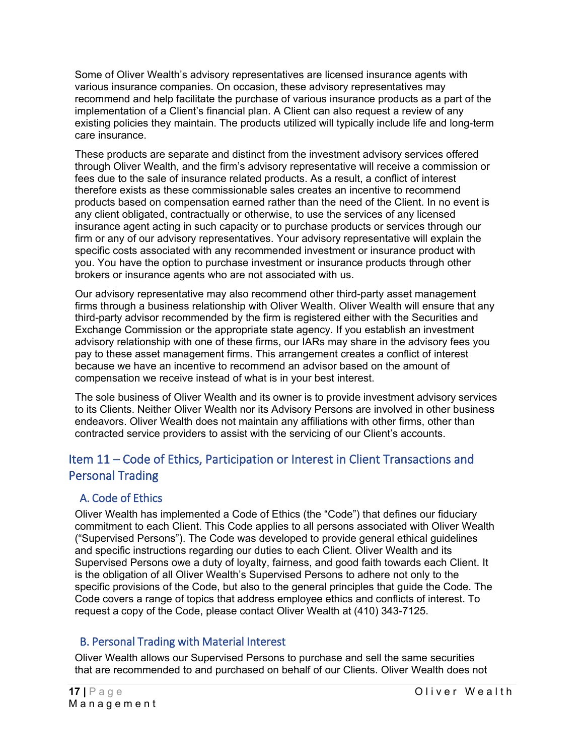Some of Oliver Wealth's advisory representatives are licensed insurance agents with various insurance companies. On occasion, these advisory representatives may recommend and help facilitate the purchase of various insurance products as a part of the implementation of a Client's financial plan. A Client can also request a review of any existing policies they maintain. The products utilized will typically include life and long-term care insurance.

These products are separate and distinct from the investment advisory services offered through Oliver Wealth, and the firm's advisory representative will receive a commission or fees due to the sale of insurance related products. As a result, a conflict of interest therefore exists as these commissionable sales creates an incentive to recommend products based on compensation earned rather than the need of the Client. In no event is any client obligated, contractually or otherwise, to use the services of any licensed insurance agent acting in such capacity or to purchase products or services through our firm or any of our advisory representatives. Your advisory representative will explain the specific costs associated with any recommended investment or insurance product with you. You have the option to purchase investment or insurance products through other brokers or insurance agents who are not associated with us.

Our advisory representative may also recommend other third-party asset management firms through a business relationship with Oliver Wealth. Oliver Wealth will ensure that any third-party advisor recommended by the firm is registered either with the Securities and Exchange Commission or the appropriate state agency. If you establish an investment advisory relationship with one of these firms, our IARs may share in the advisory fees you pay to these asset management firms. This arrangement creates a conflict of interest because we have an incentive to recommend an advisor based on the amount of compensation we receive instead of what is in your best interest.

The sole business of Oliver Wealth and its owner is to provide investment advisory services to its Clients. Neither Oliver Wealth nor its Advisory Persons are involved in other business endeavors. Oliver Wealth does not maintain any affiliations with other firms, other than contracted service providers to assist with the servicing of our Client's accounts.

## Item 11 – Code of Ethics, Participation or Interest in Client Transactions and Personal Trading

### A. Code of Ethics

Oliver Wealth has implemented a Code of Ethics (the "Code") that defines our fiduciary commitment to each Client. This Code applies to all persons associated with Oliver Wealth ("Supervised Persons"). The Code was developed to provide general ethical guidelines and specific instructions regarding our duties to each Client. Oliver Wealth and its Supervised Persons owe a duty of loyalty, fairness, and good faith towards each Client. It is the obligation of all Oliver Wealth's Supervised Persons to adhere not only to the specific provisions of the Code, but also to the general principles that guide the Code. The Code covers a range of topics that address employee ethics and conflicts of interest. To request a copy of the Code, please contact Oliver Wealth at (410) 343-7125.

### B. Personal Trading with Material Interest

Oliver Wealth allows our Supervised Persons to purchase and sell the same securities that are recommended to and purchased on behalf of our Clients. Oliver Wealth does not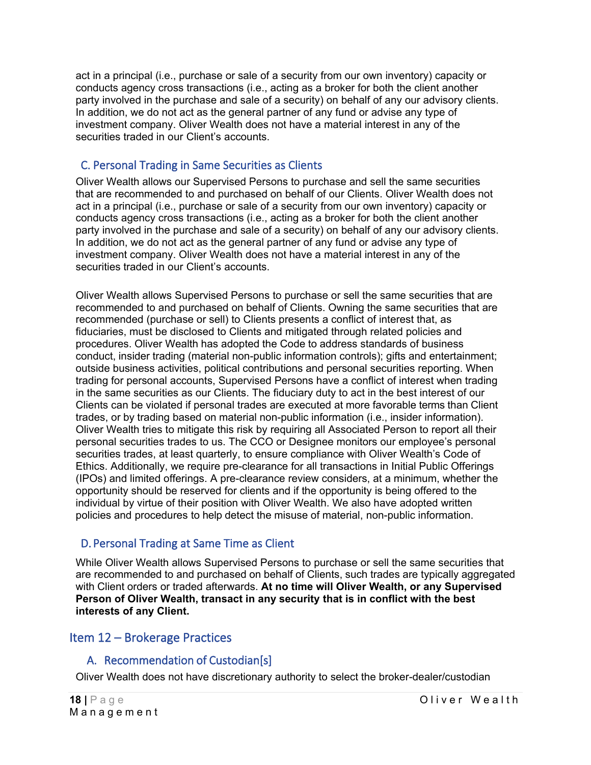act in a principal (i.e., purchase or sale of a security from our own inventory) capacity or conducts agency cross transactions (i.e., acting as a broker for both the client another party involved in the purchase and sale of a security) on behalf of any our advisory clients. In addition, we do not act as the general partner of any fund or advise any type of investment company. Oliver Wealth does not have a material interest in any of the securities traded in our Client's accounts.

### C. Personal Trading in Same Securities as Clients

Oliver Wealth allows our Supervised Persons to purchase and sell the same securities that are recommended to and purchased on behalf of our Clients. Oliver Wealth does not act in a principal (i.e., purchase or sale of a security from our own inventory) capacity or conducts agency cross transactions (i.e., acting as a broker for both the client another party involved in the purchase and sale of a security) on behalf of any our advisory clients. In addition, we do not act as the general partner of any fund or advise any type of investment company. Oliver Wealth does not have a material interest in any of the securities traded in our Client's accounts.

Oliver Wealth allows Supervised Persons to purchase or sell the same securities that are recommended to and purchased on behalf of Clients. Owning the same securities that are recommended (purchase or sell) to Clients presents a conflict of interest that, as fiduciaries, must be disclosed to Clients and mitigated through related policies and procedures. Oliver Wealth has adopted the Code to address standards of business conduct, insider trading (material non-public information controls); gifts and entertainment; outside business activities, political contributions and personal securities reporting. When trading for personal accounts, Supervised Persons have a conflict of interest when trading in the same securities as our Clients. The fiduciary duty to act in the best interest of our Clients can be violated if personal trades are executed at more favorable terms than Client trades, or by trading based on material non-public information (i.e., insider information). Oliver Wealth tries to mitigate this risk by requiring all Associated Person to report all their personal securities trades to us. The CCO or Designee monitors our employee's personal securities trades, at least quarterly, to ensure compliance with Oliver Wealth's Code of Ethics. Additionally, we require pre-clearance for all transactions in Initial Public Offerings (IPOs) and limited offerings. A pre-clearance review considers, at a minimum, whether the opportunity should be reserved for clients and if the opportunity is being offered to the individual by virtue of their position with Oliver Wealth. We also have adopted written policies and procedures to help detect the misuse of material, non-public information.

### D. Personal Trading at Same Time as Client

While Oliver Wealth allows Supervised Persons to purchase or sell the same securities that are recommended to and purchased on behalf of Clients, such trades are typically aggregated with Client orders or traded afterwards. **At no time will Oliver Wealth, or any Supervised Person of Oliver Wealth, transact in any security that is in conflict with the best interests of any Client.**

## Item 12 – Brokerage Practices

### A. Recommendation of Custodian[s]

Oliver Wealth does not have discretionary authority to select the broker-dealer/custodian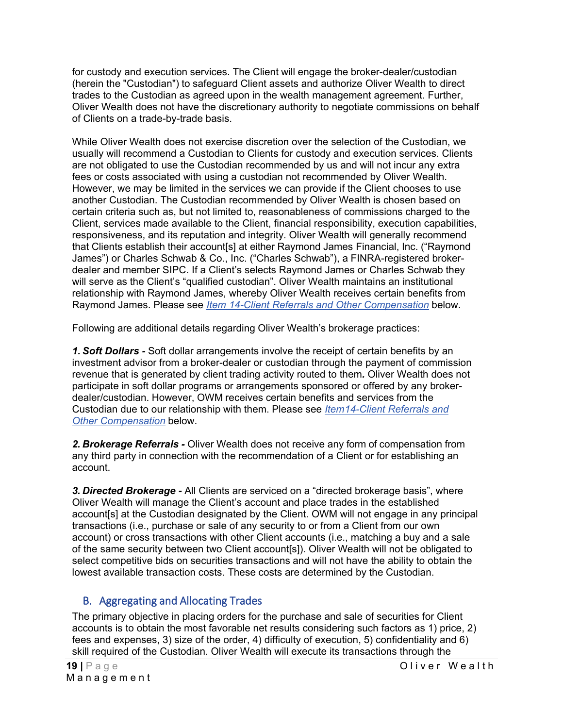for custody and execution services. The Client will engage the broker-dealer/custodian (herein the "Custodian") to safeguard Client assets and authorize Oliver Wealth to direct trades to the Custodian as agreed upon in the wealth management agreement. Further, Oliver Wealth does not have the discretionary authority to negotiate commissions on behalf of Clients on a trade-by-trade basis.

While Oliver Wealth does not exercise discretion over the selection of the Custodian, we usually will recommend a Custodian to Clients for custody and execution services. Clients are not obligated to use the Custodian recommended by us and will not incur any extra fees or costs associated with using a custodian not recommended by Oliver Wealth. However, we may be limited in the services we can provide if the Client chooses to use another Custodian. The Custodian recommended by Oliver Wealth is chosen based on certain criteria such as, but not limited to, reasonableness of commissions charged to the Client, services made available to the Client, financial responsibility, execution capabilities, responsiveness, and its reputation and integrity. Oliver Wealth will generally recommend that Clients establish their account[s] at either Raymond James Financial, Inc. ("Raymond James") or Charles Schwab & Co., Inc. ("Charles Schwab"), a FINRA-registered broker-dealer and member SIPC. If a Client's selects Raymond James or Charles Schwab they will serve as the Client's "qualified custodian". Oliver Wealth maintains an institutional relationship with Raymond James, whereby Oliver Wealth receives certain benefits from Raymond James. Please see *Item 14-Client Referrals and Other Compensation* below.

Following are additional details regarding Oliver Wealth's brokerage practices:

***1. Soft Dollars -*** Soft dollar arrangements involve the receipt of certain benefits by an investment advisor from a broker-dealer or custodian through the payment of commission revenue that is generated by client trading activity routed to them**.** Oliver Wealth does not participate in soft dollar programs or arrangements sponsored or offered by any broker-dealer/custodian. However, OWM receives certain benefits and services from the Custodian due to our relationship with them. Please see *Item14-Client Referrals and Other Compensation* below.

***2. Brokerage Referrals -*** Oliver Wealth does not receive any form of compensation from any third party in connection with the recommendation of a Client or for establishing an account.

***3. Directed Brokerage -*** All Clients are serviced on a "directed brokerage basis", where Oliver Wealth will manage the Client's account and place trades in the established account[s] at the Custodian designated by the Client. OWM will not engage in any principal transactions (i.e., purchase or sale of any security to or from a Client from our own account) or cross transactions with other Client accounts (i.e., matching a buy and a sale of the same security between two Client account[s]). Oliver Wealth will not be obligated to select competitive bids on securities transactions and will not have the ability to obtain the lowest available transaction costs. These costs are determined by the Custodian.

## B. Aggregating and Allocating Trades

The primary objective in placing orders for the purchase and sale of securities for Client accounts is to obtain the most favorable net results considering such factors as 1) price, 2) fees and expenses, 3) size of the order, 4) difficulty of execution, 5) confidentiality and 6) skill required of the Custodian. Oliver Wealth will execute its transactions through the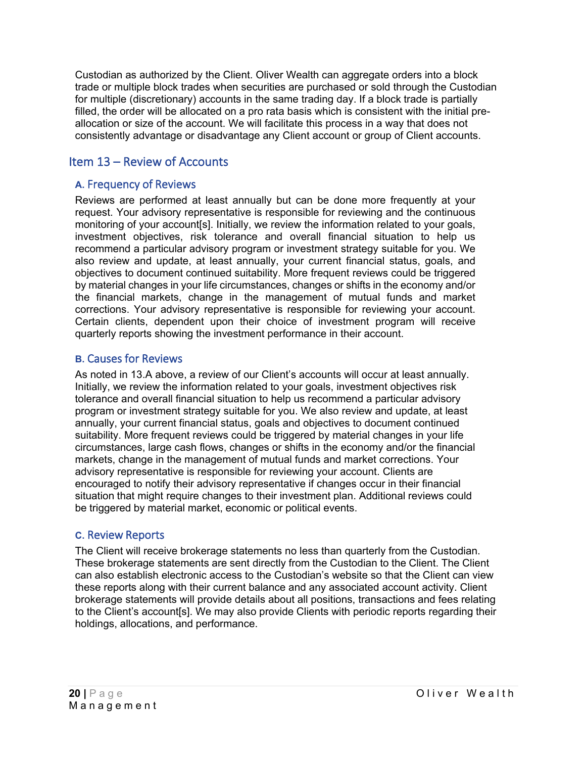Custodian as authorized by the Client. Oliver Wealth can aggregate orders into a block trade or multiple block trades when securities are purchased or sold through the Custodian for multiple (discretionary) accounts in the same trading day. If a block trade is partially filled, the order will be allocated on a pro rata basis which is consistent with the initial pre-allocation or size of the account. We will facilitate this process in a way that does not consistently advantage or disadvantage any Client account or group of Client accounts.

## Item 13 – Review of Accounts

### A. Frequency of Reviews

Reviews are performed at least annually but can be done more frequently at your request. Your advisory representative is responsible for reviewing and the continuous monitoring of your account[s]. Initially, we review the information related to your goals, investment objectives, risk tolerance and overall financial situation to help us recommend a particular advisory program or investment strategy suitable for you. We also review and update, at least annually, your current financial status, goals, and objectives to document continued suitability. More frequent reviews could be triggered by material changes in your life circumstances, changes or shifts in the economy and/or the financial markets, change in the management of mutual funds and market corrections. Your advisory representative is responsible for reviewing your account. Certain clients, dependent upon their choice of investment program will receive quarterly reports showing the investment performance in their account.

### B. Causes for Reviews

As noted in 13.A above, a review of our Client's accounts will occur at least annually. Initially, we review the information related to your goals, investment objectives risk tolerance and overall financial situation to help us recommend a particular advisory program or investment strategy suitable for you. We also review and update, at least annually, your current financial status, goals and objectives to document continued suitability. More frequent reviews could be triggered by material changes in your life circumstances, large cash flows, changes or shifts in the economy and/or the financial markets, change in the management of mutual funds and market corrections. Your advisory representative is responsible for reviewing your account. Clients are encouraged to notify their advisory representative if changes occur in their financial situation that might require changes to their investment plan. Additional reviews could be triggered by material market, economic or political events.

### C. Review Reports

The Client will receive brokerage statements no less than quarterly from the Custodian. These brokerage statements are sent directly from the Custodian to the Client. The Client can also establish electronic access to the Custodian's website so that the Client can view these reports along with their current balance and any associated account activity. Client brokerage statements will provide details about all positions, transactions and fees relating to the Client's account[s]. We may also provide Clients with periodic reports regarding their holdings, allocations, and performance.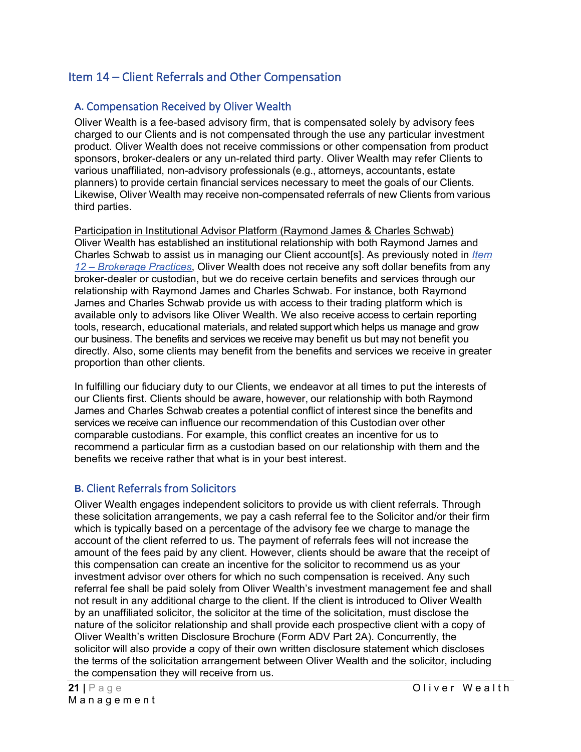## Item 14 – Client Referrals and Other Compensation

### A. Compensation Received by Oliver Wealth

Oliver Wealth is a fee-based advisory firm, that is compensated solely by advisory fees charged to our Clients and is not compensated through the use any particular investment product. Oliver Wealth does not receive commissions or other compensation from product sponsors, broker-dealers or any un-related third party. Oliver Wealth may refer Clients to various unaffiliated, non-advisory professionals (e.g., attorneys, accountants, estate planners) to provide certain financial services necessary to meet the goals of our Clients. Likewise, Oliver Wealth may receive non-compensated referrals of new Clients from various third parties.

Participation in Institutional Advisor Platform (Raymond James & Charles Schwab)
Oliver Wealth has established an institutional relationship with both Raymond James and Charles Schwab to assist us in managing our Client account[s]. As previously noted in *Item 12 – Brokerage Practices*, Oliver Wealth does not receive any soft dollar benefits from any broker-dealer or custodian, but we do receive certain benefits and services through our relationship with Raymond James and Charles Schwab. For instance, both Raymond James and Charles Schwab provide us with access to their trading platform which is available only to advisors like Oliver Wealth. We also receive access to certain reporting tools, research, educational materials, and related support which helps us manage and grow our business. The benefits and services we receive may benefit us but may not benefit you directly. Also, some clients may benefit from the benefits and services we receive in greater proportion than other clients.

In fulfilling our fiduciary duty to our Clients, we endeavor at all times to put the interests of our Clients first. Clients should be aware, however, our relationship with both Raymond James and Charles Schwab creates a potential conflict of interest since the benefits and services we receive can influence our recommendation of this Custodian over other comparable custodians. For example, this conflict creates an incentive for us to recommend a particular firm as a custodian based on our relationship with them and the benefits we receive rather that what is in your best interest.

### B. Client Referrals from Solicitors

Oliver Wealth engages independent solicitors to provide us with client referrals. Through these solicitation arrangements, we pay a cash referral fee to the Solicitor and/or their firm which is typically based on a percentage of the advisory fee we charge to manage the account of the client referred to us. The payment of referrals fees will not increase the amount of the fees paid by any client. However, clients should be aware that the receipt of this compensation can create an incentive for the solicitor to recommend us as your investment advisor over others for which no such compensation is received. Any such referral fee shall be paid solely from Oliver Wealth's investment management fee and shall not result in any additional charge to the client. If the client is introduced to Oliver Wealth by an unaffiliated solicitor, the solicitor at the time of the solicitation, must disclose the nature of the solicitor relationship and shall provide each prospective client with a copy of Oliver Wealth's written Disclosure Brochure (Form ADV Part 2A). Concurrently, the solicitor will also provide a copy of their own written disclosure statement which discloses the terms of the solicitation arrangement between Oliver Wealth and the solicitor, including the compensation they will receive from us.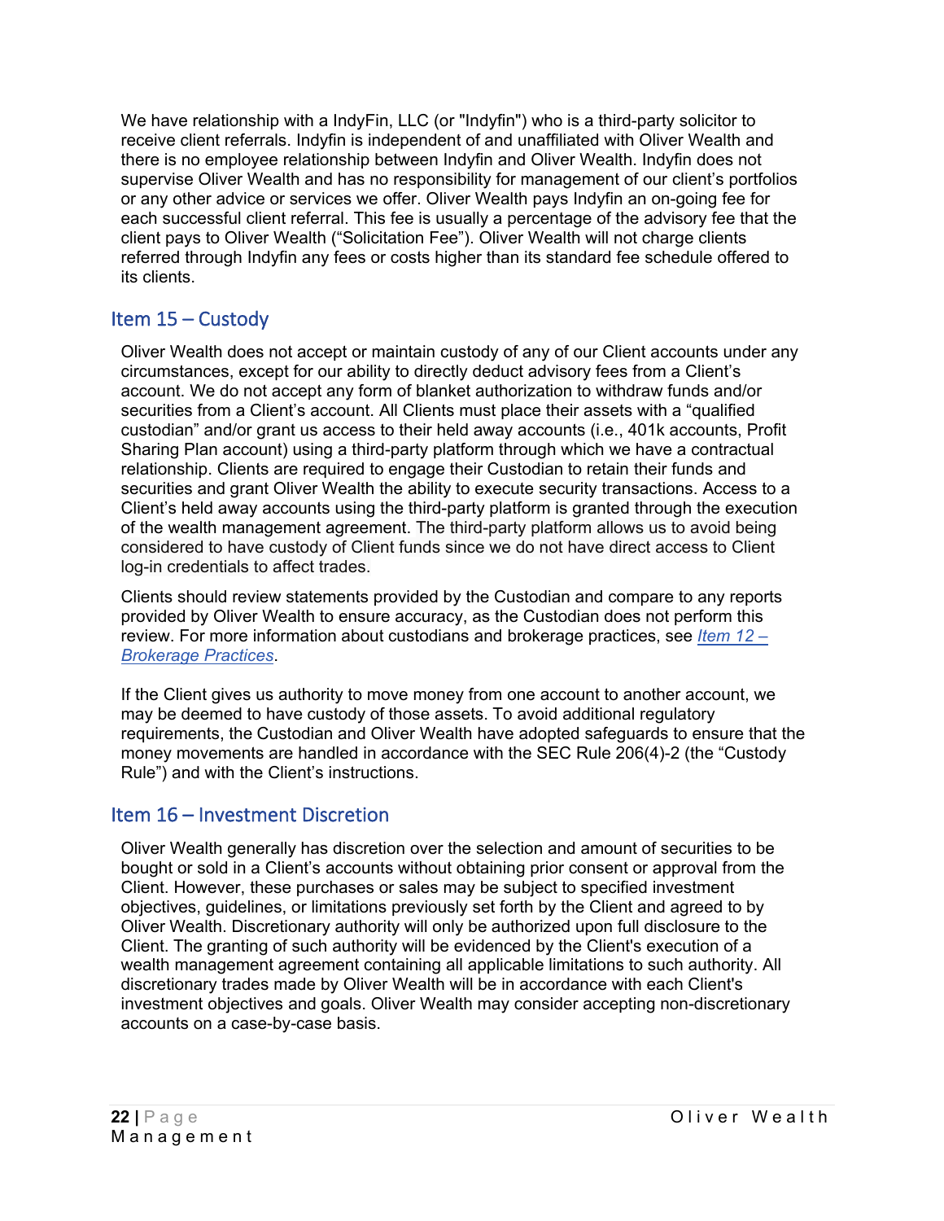We have relationship with a IndyFin, LLC (or "Indyfin") who is a third-party solicitor to receive client referrals. Indyfin is independent of and unaffiliated with Oliver Wealth and there is no employee relationship between Indyfin and Oliver Wealth. Indyfin does not supervise Oliver Wealth and has no responsibility for management of our client's portfolios or any other advice or services we offer. Oliver Wealth pays Indyfin an on-going fee for each successful client referral. This fee is usually a percentage of the advisory fee that the client pays to Oliver Wealth ("Solicitation Fee"). Oliver Wealth will not charge clients referred through Indyfin any fees or costs higher than its standard fee schedule offered to its clients.

## Item 15 – Custody

Oliver Wealth does not accept or maintain custody of any of our Client accounts under any circumstances, except for our ability to directly deduct advisory fees from a Client's account. We do not accept any form of blanket authorization to withdraw funds and/or securities from a Client's account. All Clients must place their assets with a "qualified custodian" and/or grant us access to their held away accounts (i.e., 401k accounts, Profit Sharing Plan account) using a third-party platform through which we have a contractual relationship. Clients are required to engage their Custodian to retain their funds and securities and grant Oliver Wealth the ability to execute security transactions. Access to a Client's held away accounts using the third-party platform is granted through the execution of the wealth management agreement. The third-party platform allows us to avoid being considered to have custody of Client funds since we do not have direct access to Client log-in credentials to affect trades.

Clients should review statements provided by the Custodian and compare to any reports provided by Oliver Wealth to ensure accuracy, as the Custodian does not perform this review. For more information about custodians and brokerage practices, see *Item 12 – Brokerage Practices*.

If the Client gives us authority to move money from one account to another account, we may be deemed to have custody of those assets. To avoid additional regulatory requirements, the Custodian and Oliver Wealth have adopted safeguards to ensure that the money movements are handled in accordance with the SEC Rule 206(4)-2 (the "Custody Rule") and with the Client's instructions.

## Item 16 – Investment Discretion

Oliver Wealth generally has discretion over the selection and amount of securities to be bought or sold in a Client's accounts without obtaining prior consent or approval from the Client. However, these purchases or sales may be subject to specified investment objectives, guidelines, or limitations previously set forth by the Client and agreed to by Oliver Wealth. Discretionary authority will only be authorized upon full disclosure to the Client. The granting of such authority will be evidenced by the Client's execution of a wealth management agreement containing all applicable limitations to such authority. All discretionary trades made by Oliver Wealth will be in accordance with each Client's investment objectives and goals. Oliver Wealth may consider accepting non-discretionary accounts on a case-by-case basis.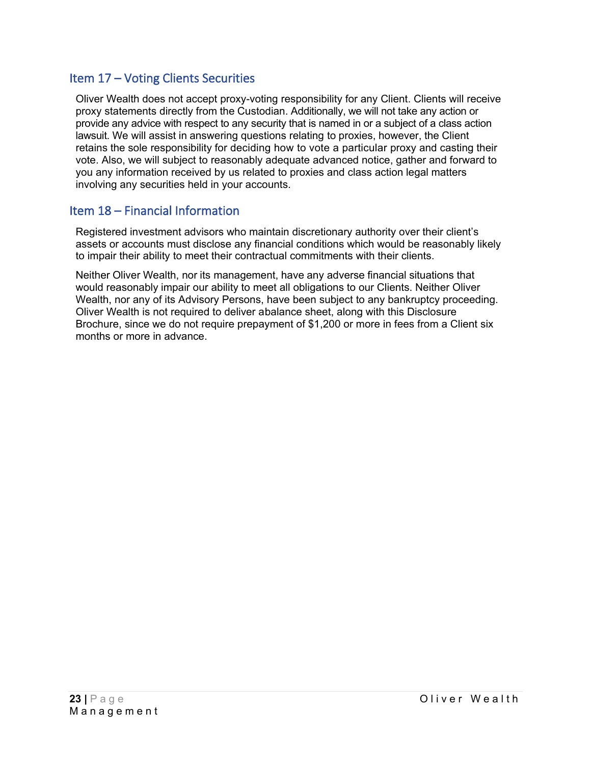## Item 17 – Voting Clients Securities

Oliver Wealth does not accept proxy-voting responsibility for any Client. Clients will receive proxy statements directly from the Custodian. Additionally, we will not take any action or provide any advice with respect to any security that is named in or a subject of a class action lawsuit. We will assist in answering questions relating to proxies, however, the Client retains the sole responsibility for deciding how to vote a particular proxy and casting their vote. Also, we will subject to reasonably adequate advanced notice, gather and forward to you any information received by us related to proxies and class action legal matters involving any securities held in your accounts.

## Item 18 – Financial Information

Registered investment advisors who maintain discretionary authority over their client's assets or accounts must disclose any financial conditions which would be reasonably likely to impair their ability to meet their contractual commitments with their clients.

Neither Oliver Wealth, nor its management, have any adverse financial situations that would reasonably impair our ability to meet all obligations to our Clients. Neither Oliver Wealth, nor any of its Advisory Persons, have been subject to any bankruptcy proceeding. Oliver Wealth is not required to deliver abalance sheet, along with this Disclosure Brochure, since we do not require prepayment of $1,200 or more in fees from a Client six months or more in advance.